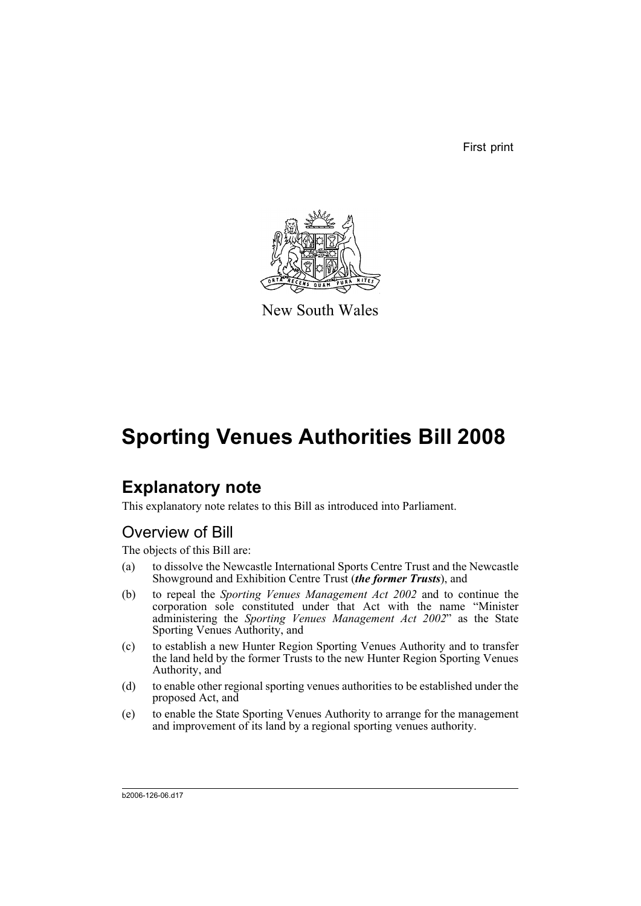First print

New South Wales

# Sporting Venues Authorities Bill 2008

## Explanatory note

This explanatory note relates to this Bill as introduced into Parliament.

### Overview of Bill

The objects of this Bill are:

(a) to dissolve the Newcastle International Sports Centre Trust and the Newcastle Showground and Exhibition Centre Trust (***the former Trusts***), and

(b) to repeal the *Sporting Venues Management Act 2002* and to continue the corporation sole constituted under that Act with the name "Minister administering the *Sporting Venues Management Act 2002*" as the State Sporting Venues Authority, and

(c) to establish a new Hunter Region Sporting Venues Authority and to transfer the land held by the former Trusts to the new Hunter Region Sporting Venues Authority, and

(d) to enable other regional sporting venues authorities to be established under the proposed Act, and

(e) to enable the State Sporting Venues Authority to arrange for the management and improvement of its land by a regional sporting venues authority.

b2006-126-06.d17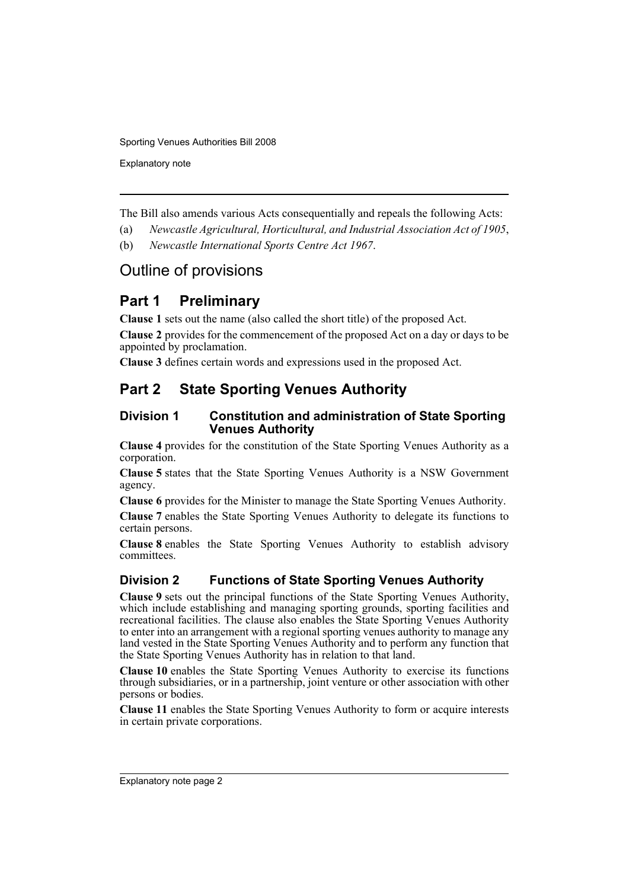The Bill also amends various Acts consequentially and repeals the following Acts:

(a) *Newcastle Agricultural, Horticultural, and Industrial Association Act of 1905*,

(b) *Newcastle International Sports Centre Act 1967*.

## Outline of provisions

## Part 1 Preliminary

**Clause 1** sets out the name (also called the short title) of the proposed Act.

**Clause 2** provides for the commencement of the proposed Act on a day or days to be appointed by proclamation.

**Clause 3** defines certain words and expressions used in the proposed Act.

## Part 2 State Sporting Venues Authority

### Division 1 Constitution and administration of State Sporting Venues Authority

**Clause 4** provides for the constitution of the State Sporting Venues Authority as a corporation.

**Clause 5** states that the State Sporting Venues Authority is a NSW Government agency.

**Clause 6** provides for the Minister to manage the State Sporting Venues Authority.

**Clause 7** enables the State Sporting Venues Authority to delegate its functions to certain persons.

**Clause 8** enables the State Sporting Venues Authority to establish advisory committees.

### Division 2 Functions of State Sporting Venues Authority

**Clause 9** sets out the principal functions of the State Sporting Venues Authority, which include establishing and managing sporting grounds, sporting facilities and recreational facilities. The clause also enables the State Sporting Venues Authority to enter into an arrangement with a regional sporting venues authority to manage any land vested in the State Sporting Venues Authority and to perform any function that the State Sporting Venues Authority has in relation to that land.

**Clause 10** enables the State Sporting Venues Authority to exercise its functions through subsidiaries, or in a partnership, joint venture or other association with other persons or bodies.

**Clause 11** enables the State Sporting Venues Authority to form or acquire interests in certain private corporations.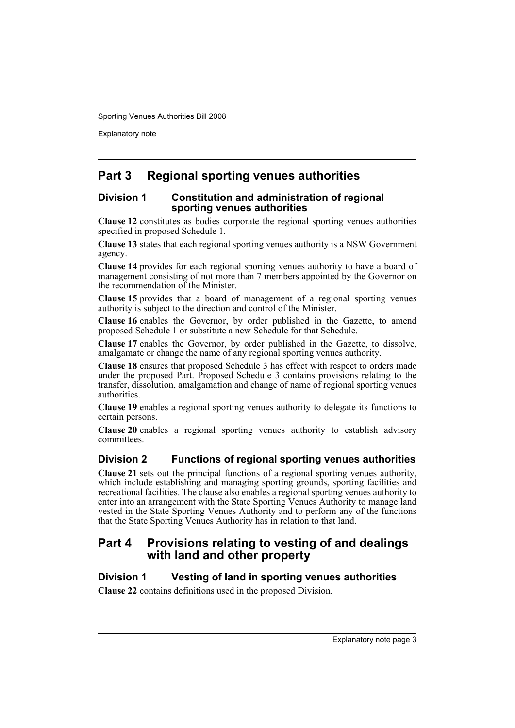## Part 3 Regional sporting venues authorities

### Division 1 Constitution and administration of regional sporting venues authorities

**Clause 12** constitutes as bodies corporate the regional sporting venues authorities specified in proposed Schedule 1.

**Clause 13** states that each regional sporting venues authority is a NSW Government agency.

**Clause 14** provides for each regional sporting venues authority to have a board of management consisting of not more than 7 members appointed by the Governor on the recommendation of the Minister.

**Clause 15** provides that a board of management of a regional sporting venues authority is subject to the direction and control of the Minister.

**Clause 16** enables the Governor, by order published in the Gazette, to amend proposed Schedule 1 or substitute a new Schedule for that Schedule.

**Clause 17** enables the Governor, by order published in the Gazette, to dissolve, amalgamate or change the name of any regional sporting venues authority.

**Clause 18** ensures that proposed Schedule 3 has effect with respect to orders made under the proposed Part. Proposed Schedule 3 contains provisions relating to the transfer, dissolution, amalgamation and change of name of regional sporting venues authorities.

**Clause 19** enables a regional sporting venues authority to delegate its functions to certain persons.

**Clause 20** enables a regional sporting venues authority to establish advisory committees.

### Division 2 Functions of regional sporting venues authorities

**Clause 21** sets out the principal functions of a regional sporting venues authority, which include establishing and managing sporting grounds, sporting facilities and recreational facilities. The clause also enables a regional sporting venues authority to enter into an arrangement with the State Sporting Venues Authority to manage land vested in the State Sporting Venues Authority and to perform any of the functions that the State Sporting Venues Authority has in relation to that land.

## Part 4 Provisions relating to vesting of and dealings with land and other property

### Division 1 Vesting of land in sporting venues authorities

**Clause 22** contains definitions used in the proposed Division.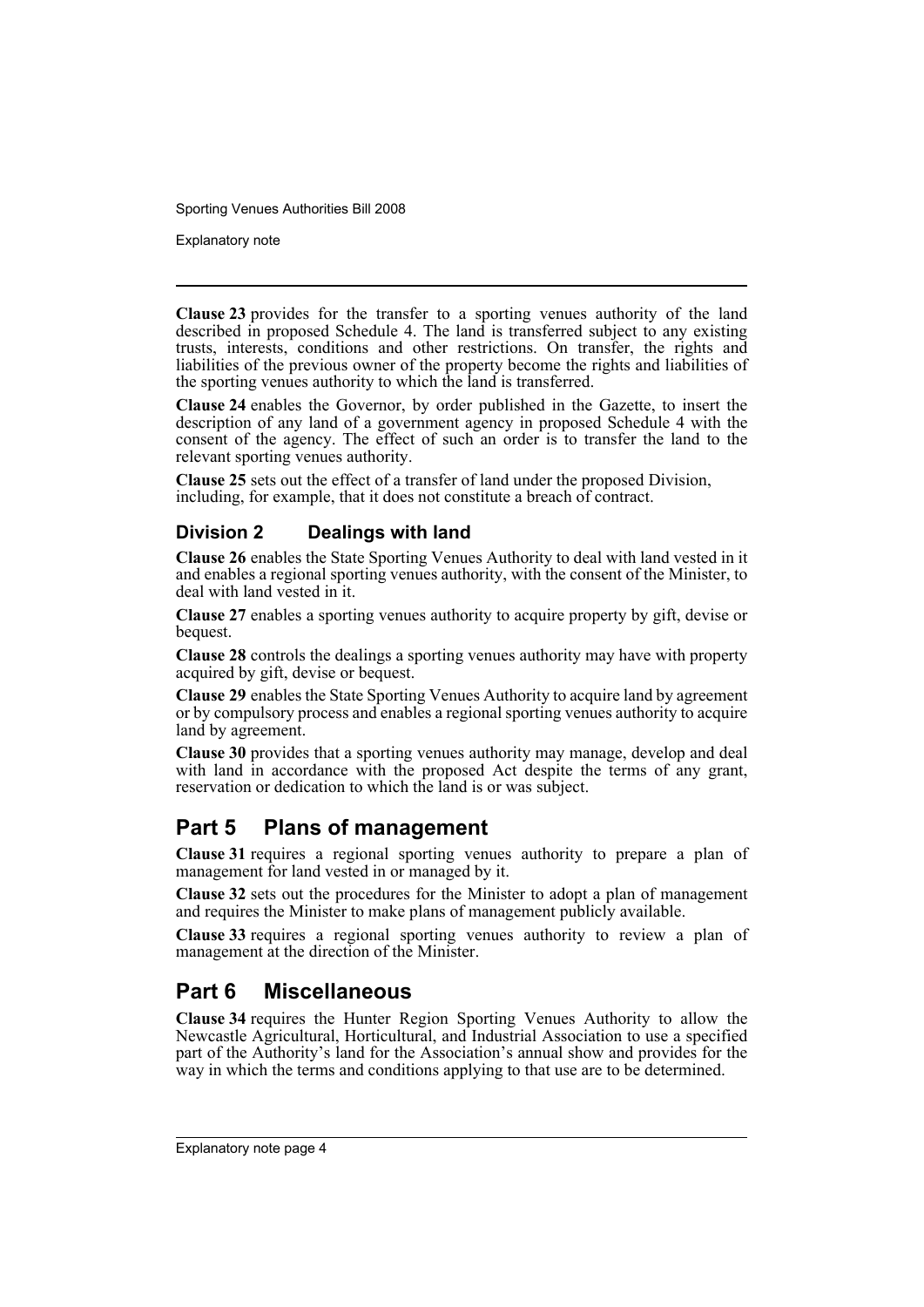**Clause 23** provides for the transfer to a sporting venues authority of the land described in proposed Schedule 4. The land is transferred subject to any existing trusts, interests, conditions and other restrictions. On transfer, the rights and liabilities of the previous owner of the property become the rights and liabilities of the sporting venues authority to which the land is transferred.

**Clause 24** enables the Governor, by order published in the Gazette, to insert the description of any land of a government agency in proposed Schedule 4 with the consent of the agency. The effect of such an order is to transfer the land to the relevant sporting venues authority.

**Clause 25** sets out the effect of a transfer of land under the proposed Division, including, for example, that it does not constitute a breach of contract.

### Division 2 Dealings with land

**Clause 26** enables the State Sporting Venues Authority to deal with land vested in it and enables a regional sporting venues authority, with the consent of the Minister, to deal with land vested in it.

**Clause 27** enables a sporting venues authority to acquire property by gift, devise or bequest.

**Clause 28** controls the dealings a sporting venues authority may have with property acquired by gift, devise or bequest.

**Clause 29** enables the State Sporting Venues Authority to acquire land by agreement or by compulsory process and enables a regional sporting venues authority to acquire land by agreement.

**Clause 30** provides that a sporting venues authority may manage, develop and deal with land in accordance with the proposed Act despite the terms of any grant, reservation or dedication to which the land is or was subject.

## Part 5 Plans of management

**Clause 31** requires a regional sporting venues authority to prepare a plan of management for land vested in or managed by it.

**Clause 32** sets out the procedures for the Minister to adopt a plan of management and requires the Minister to make plans of management publicly available.

**Clause 33** requires a regional sporting venues authority to review a plan of management at the direction of the Minister.

## Part 6 Miscellaneous

**Clause 34** requires the Hunter Region Sporting Venues Authority to allow the Newcastle Agricultural, Horticultural, and Industrial Association to use a specified part of the Authority's land for the Association's annual show and provides for the way in which the terms and conditions applying to that use are to be determined.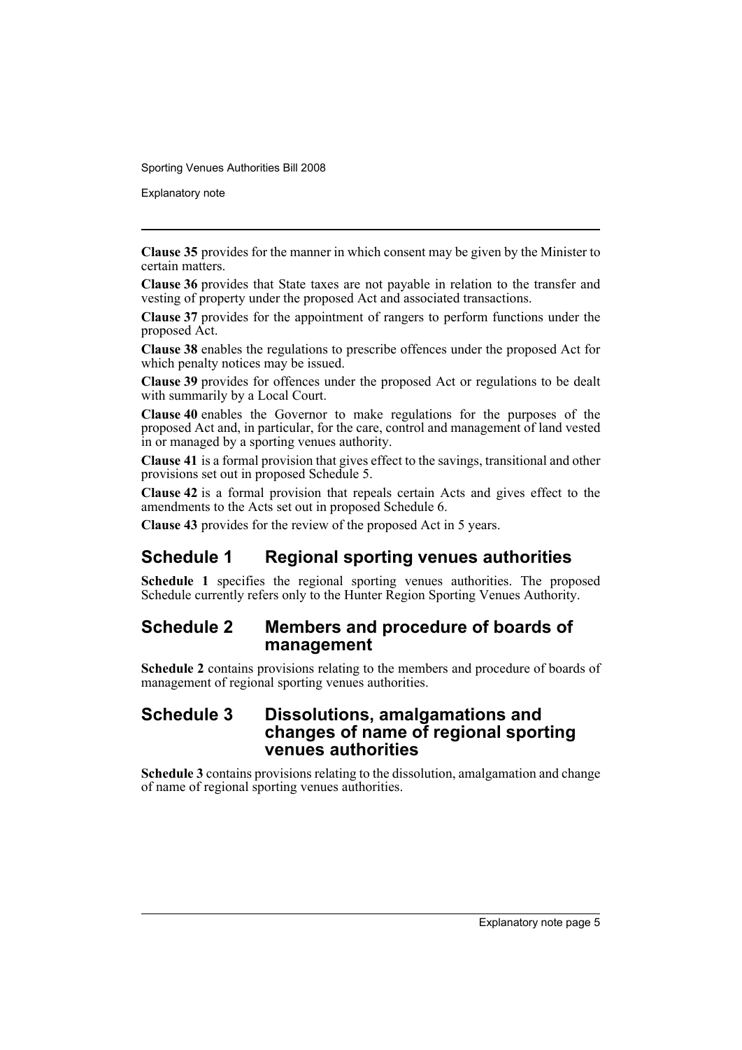**Clause 35** provides for the manner in which consent may be given by the Minister to certain matters.

**Clause 36** provides that State taxes are not payable in relation to the transfer and vesting of property under the proposed Act and associated transactions.

**Clause 37** provides for the appointment of rangers to perform functions under the proposed Act.

**Clause 38** enables the regulations to prescribe offences under the proposed Act for which penalty notices may be issued.

**Clause 39** provides for offences under the proposed Act or regulations to be dealt with summarily by a Local Court.

**Clause 40** enables the Governor to make regulations for the purposes of the proposed Act and, in particular, for the care, control and management of land vested in or managed by a sporting venues authority.

**Clause 41** is a formal provision that gives effect to the savings, transitional and other provisions set out in proposed Schedule 5.

**Clause 42** is a formal provision that repeals certain Acts and gives effect to the amendments to the Acts set out in proposed Schedule 6.

**Clause 43** provides for the review of the proposed Act in 5 years.

## Schedule 1 Regional sporting venues authorities

**Schedule 1** specifies the regional sporting venues authorities. The proposed Schedule currently refers only to the Hunter Region Sporting Venues Authority.

## Schedule 2 Members and procedure of boards of management

**Schedule 2** contains provisions relating to the members and procedure of boards of management of regional sporting venues authorities.

## Schedule 3 Dissolutions, amalgamations and changes of name of regional sporting venues authorities

**Schedule 3** contains provisions relating to the dissolution, amalgamation and change of name of regional sporting venues authorities.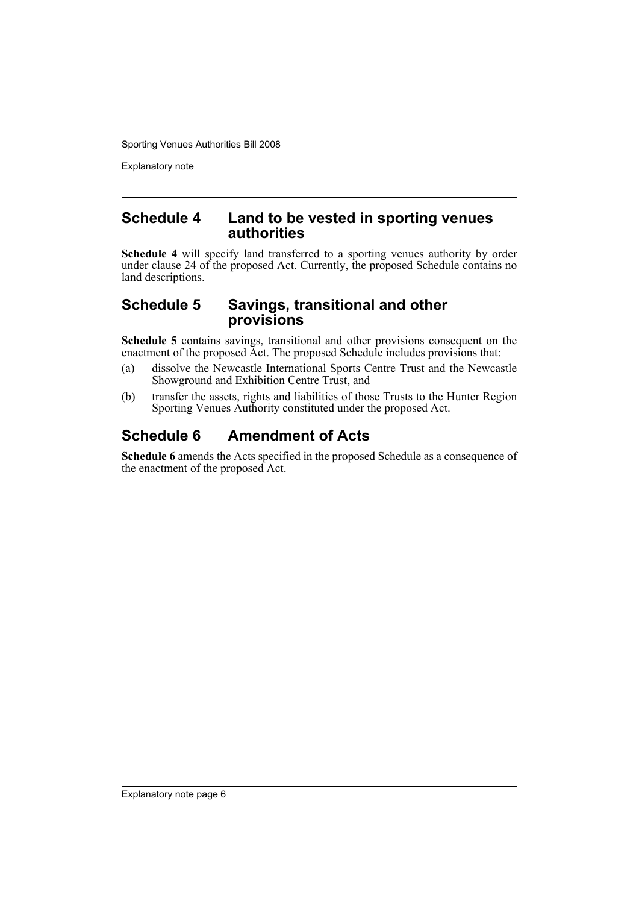## Schedule 4 Land to be vested in sporting venues authorities

**Schedule 4** will specify land transferred to a sporting venues authority by order under clause 24 of the proposed Act. Currently, the proposed Schedule contains no land descriptions.

## Schedule 5 Savings, transitional and other provisions

**Schedule 5** contains savings, transitional and other provisions consequent on the enactment of the proposed Act. The proposed Schedule includes provisions that:

(a) dissolve the Newcastle International Sports Centre Trust and the Newcastle Showground and Exhibition Centre Trust, and

(b) transfer the assets, rights and liabilities of those Trusts to the Hunter Region Sporting Venues Authority constituted under the proposed Act.

## Schedule 6 Amendment of Acts

**Schedule 6** amends the Acts specified in the proposed Schedule as a consequence of the enactment of the proposed Act.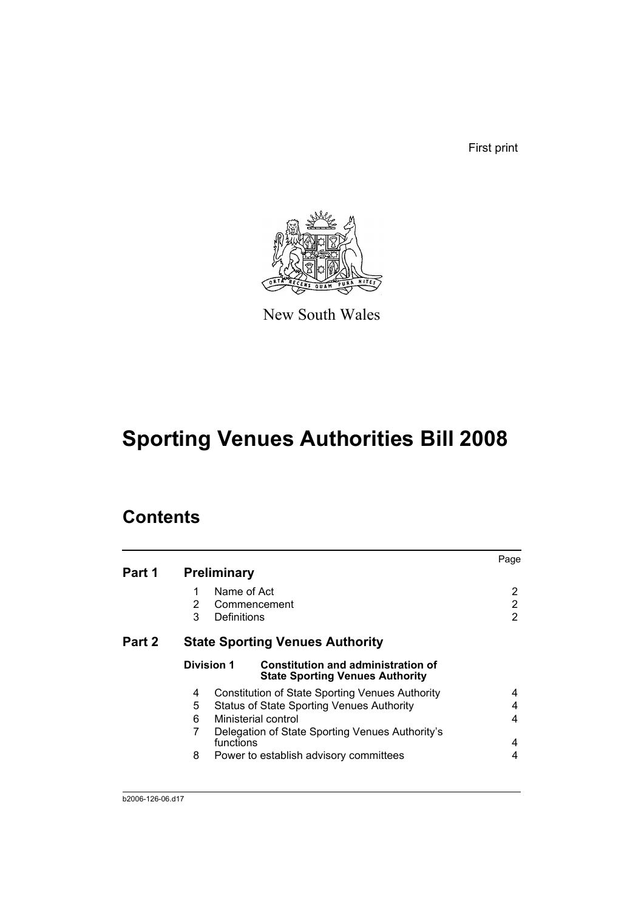First print

New South Wales

# Sporting Venues Authorities Bill 2008

## Contents

| | | | Page |
|---|---|---|---|
| **Part 1** | **Preliminary** | | |
| | 1 | Name of Act | 2 |
| | 2 | Commencement | 2 |
| | 3 | Definitions | 2 |
| **Part 2** | **State Sporting Venues Authority** | | |
| | **Division 1** | **Constitution and administration of State Sporting Venues Authority** | |
| | 4 | Constitution of State Sporting Venues Authority | 4 |
| | 5 | Status of State Sporting Venues Authority | 4 |
| | 6 | Ministerial control | 4 |
| | 7 | Delegation of State Sporting Venues Authority's functions | 4 |
| | 8 | Power to establish advisory committees | 4 |

b2006-126-06.d17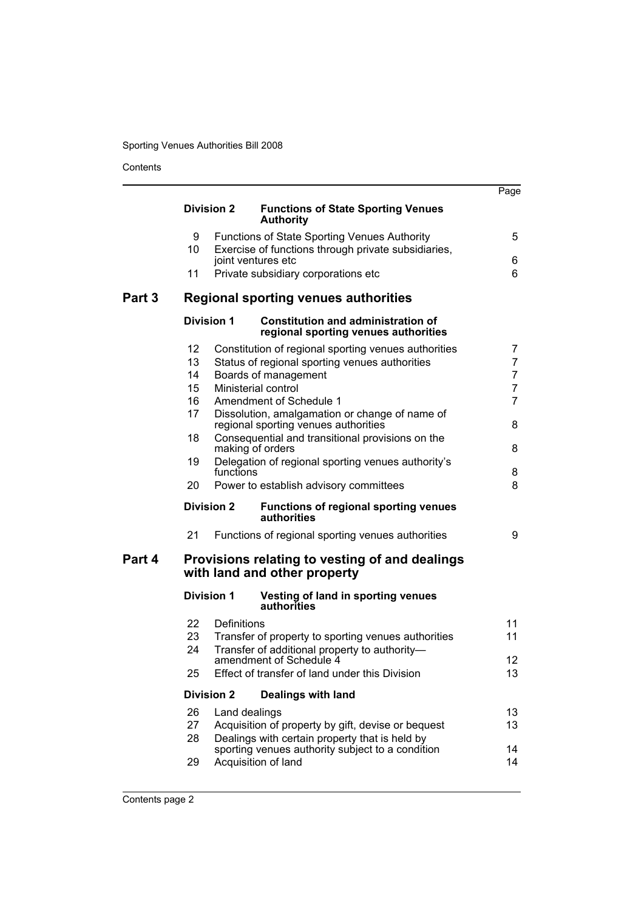| | | | Page |
|---|---|---|---|
| | **Division 2** | **Functions of State Sporting Venues Authority** | |
| | 9 | Functions of State Sporting Venues Authority | 5 |
| | 10 | Exercise of functions through private subsidiaries, joint ventures etc | 6 |
| | 11 | Private subsidiary corporations etc | 6 |
| **Part 3** | **Regional sporting venues authorities** | | |
| | **Division 1** | **Constitution and administration of regional sporting venues authorities** | |
| | 12 | Constitution of regional sporting venues authorities | 7 |
| | 13 | Status of regional sporting venues authorities | 7 |
| | 14 | Boards of management | 7 |
| | 15 | Ministerial control | 7 |
| | 16 | Amendment of Schedule 1 | 7 |
| | 17 | Dissolution, amalgamation or change of name of regional sporting venues authorities | 8 |
| | 18 | Consequential and transitional provisions on the making of orders | 8 |
| | 19 | Delegation of regional sporting venues authority's functions | 8 |
| | 20 | Power to establish advisory committees | 8 |
| | **Division 2** | **Functions of regional sporting venues authorities** | |
| | 21 | Functions of regional sporting venues authorities | 9 |
| **Part 4** | **Provisions relating to vesting of and dealings with land and other property** | | |
| | **Division 1** | **Vesting of land in sporting venues authorities** | |
| | 22 | Definitions | 11 |
| | 23 | Transfer of property to sporting venues authorities | 11 |
| | 24 | Transfer of additional property to authority—amendment of Schedule 4 | 12 |
| | 25 | Effect of transfer of land under this Division | 13 |
| | **Division 2** | **Dealings with land** | |
| | 26 | Land dealings | 13 |
| | 27 | Acquisition of property by gift, devise or bequest | 13 |
| | 28 | Dealings with certain property that is held by sporting venues authority subject to a condition | 14 |
| | 29 | Acquisition of land | 14 |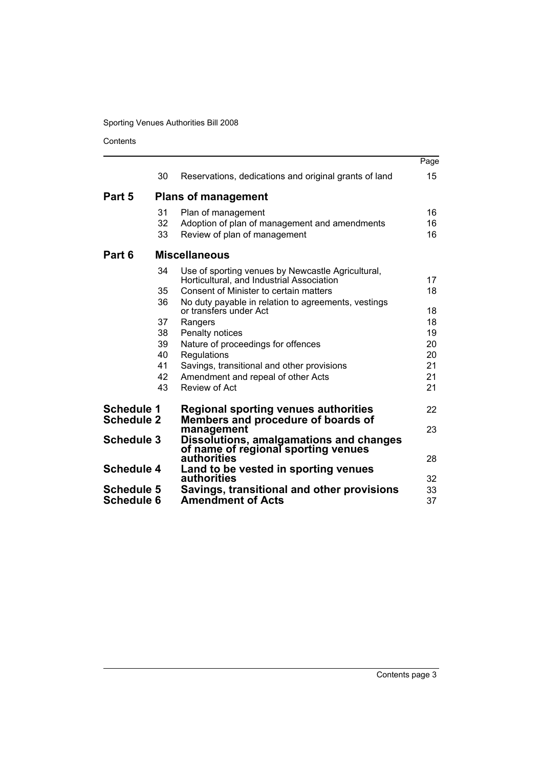|  |  |  | Page |
|---|---|---|---|
|  | 30 | Reservations, dedications and original grants of land | 15 |
| **Part 5** | **Plans of management** |  |  |
|  | 31 | Plan of management | 16 |
|  | 32 | Adoption of plan of management and amendments | 16 |
|  | 33 | Review of plan of management | 16 |
| **Part 6** | **Miscellaneous** |  |  |
|  | 34 | Use of sporting venues by Newcastle Agricultural, Horticultural, and Industrial Association | 17 |
|  | 35 | Consent of Minister to certain matters | 18 |
|  | 36 | No duty payable in relation to agreements, vestings or transfers under Act | 18 |
|  | 37 | Rangers | 18 |
|  | 38 | Penalty notices | 19 |
|  | 39 | Nature of proceedings for offences | 20 |
|  | 40 | Regulations | 20 |
|  | 41 | Savings, transitional and other provisions | 21 |
|  | 42 | Amendment and repeal of other Acts | 21 |
|  | 43 | Review of Act | 21 |
| **Schedule 1** | **Regional sporting venues authorities** |  | 22 |
| **Schedule 2** | **Members and procedure of boards of management** |  | 23 |
| **Schedule 3** | **Dissolutions, amalgamations and changes of name of regional sporting venues authorities** |  | 28 |
| **Schedule 4** | **Land to be vested in sporting venues authorities** |  | 32 |
| **Schedule 5** | **Savings, transitional and other provisions** |  | 33 |
| **Schedule 6** | **Amendment of Acts** |  | 37 |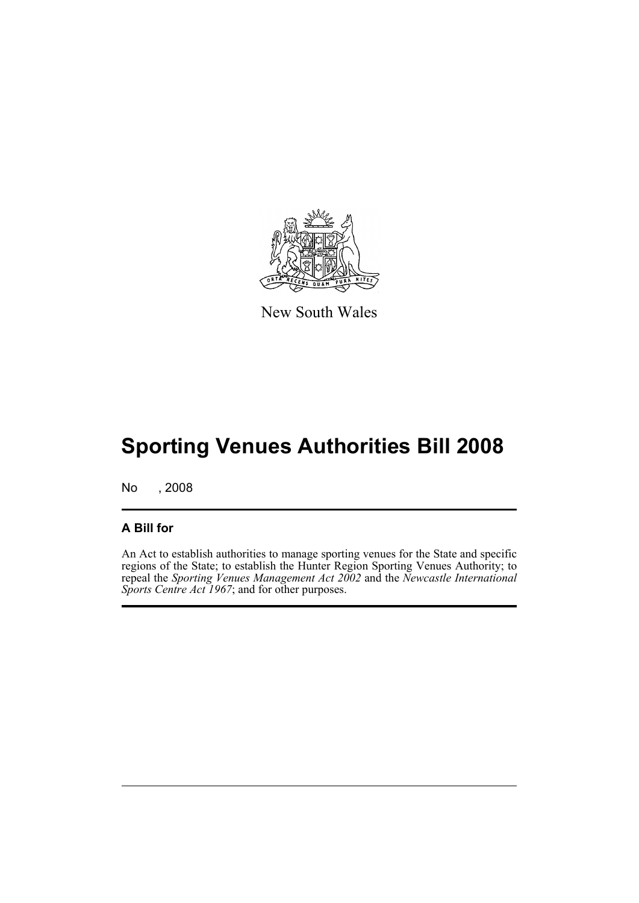New South Wales

# Sporting Venues Authorities Bill 2008

No , 2008

## A Bill for

An Act to establish authorities to manage sporting venues for the State and specific regions of the State; to establish the Hunter Region Sporting Venues Authority; to repeal the *Sporting Venues Management Act 2002* and the *Newcastle International Sports Centre Act 1967*; and for other purposes.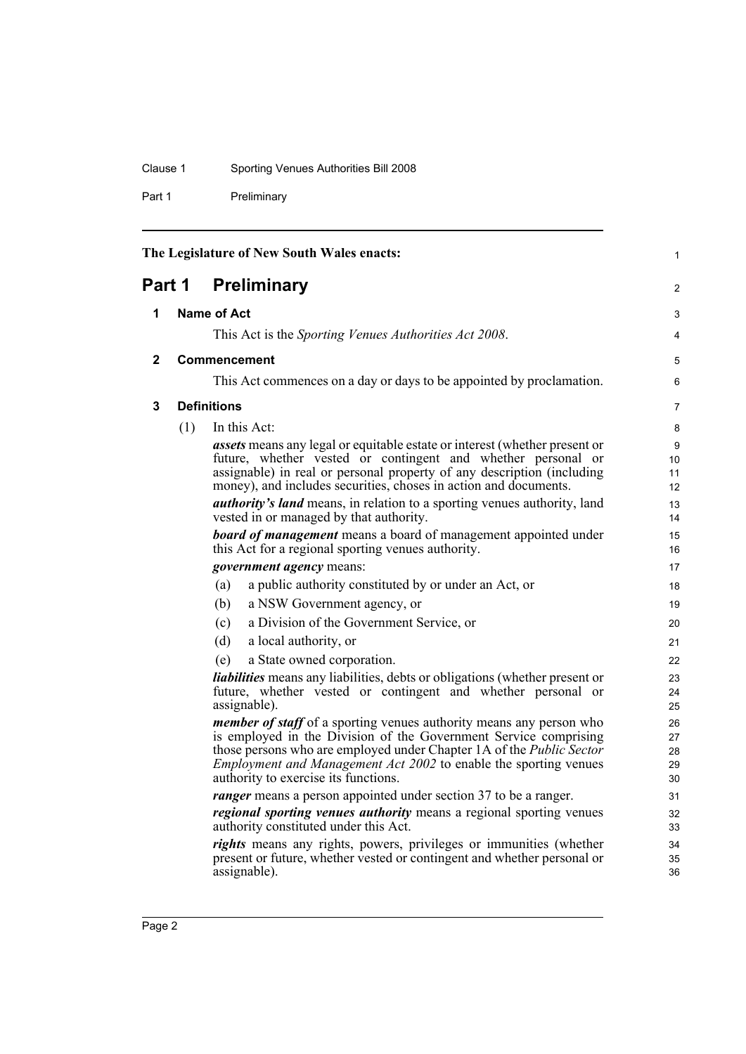**The Legislature of New South Wales enacts:**

# Part 1 Preliminary

## 1 Name of Act

This Act is the *Sporting Venues Authorities Act 2008*.

## 2 Commencement

This Act commences on a day or days to be appointed by proclamation.

## 3 Definitions

(1) In this Act:

***assets*** means any legal or equitable estate or interest (whether present or future, whether vested or contingent and whether personal or assignable) in real or personal property of any description (including money), and includes securities, choses in action and documents.

***authority's land*** means, in relation to a sporting venues authority, land vested in or managed by that authority.

***board of management*** means a board of management appointed under this Act for a regional sporting venues authority.

***government agency*** means:

- (a) a public authority constituted by or under an Act, or
- (b) a NSW Government agency, or
- (c) a Division of the Government Service, or
- (d) a local authority, or
- (e) a State owned corporation.

***liabilities*** means any liabilities, debts or obligations (whether present or future, whether vested or contingent and whether personal or assignable).

***member of staff*** of a sporting venues authority means any person who is employed in the Division of the Government Service comprising those persons who are employed under Chapter 1A of the *Public Sector Employment and Management Act 2002* to enable the sporting venues authority to exercise its functions.

***ranger*** means a person appointed under section 37 to be a ranger.

***regional sporting venues authority*** means a regional sporting venues authority constituted under this Act.

***rights*** means any rights, powers, privileges or immunities (whether present or future, whether vested or contingent and whether personal or assignable).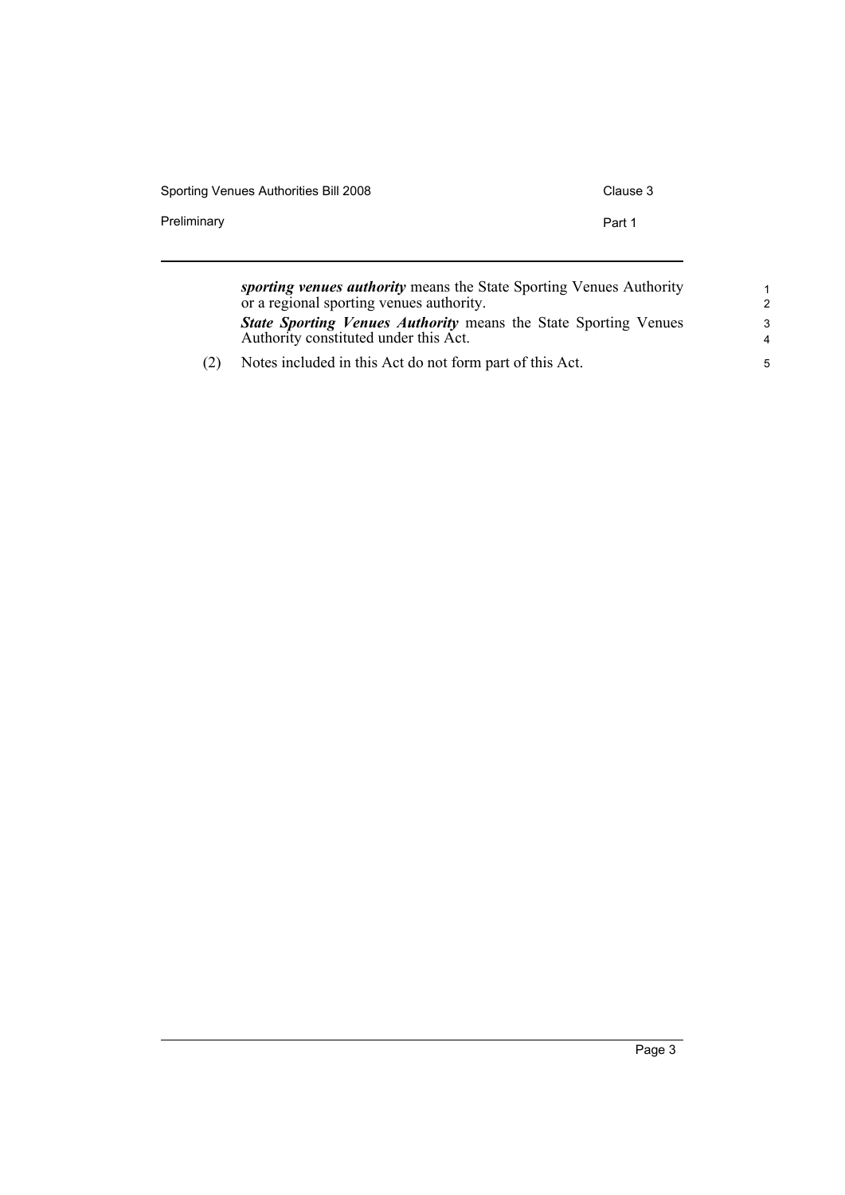***sporting venues authority*** means the State Sporting Venues Authority or a regional sporting venues authority.

***State Sporting Venues Authority*** means the State Sporting Venues Authority constituted under this Act.

(2) Notes included in this Act do not form part of this Act.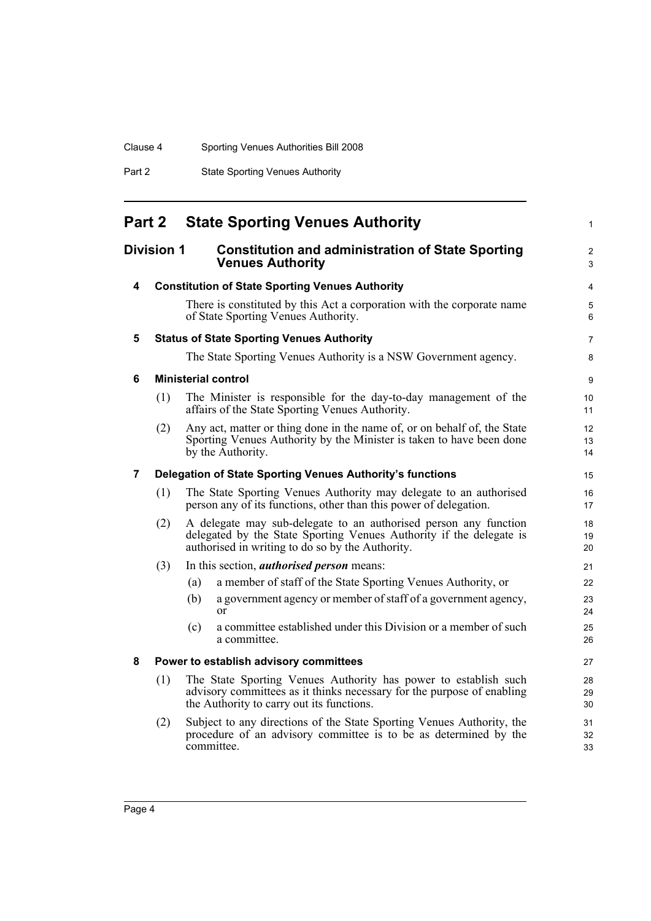## Part 2 State Sporting Venues Authority

### Division 1 Constitution and administration of State Sporting Venues Authority

#### 4 Constitution of State Sporting Venues Authority

There is constituted by this Act a corporation with the corporate name of State Sporting Venues Authority.

#### 5 Status of State Sporting Venues Authority

The State Sporting Venues Authority is a NSW Government agency.

#### 6 Ministerial control

(1) The Minister is responsible for the day-to-day management of the affairs of the State Sporting Venues Authority.

(2) Any act, matter or thing done in the name of, or on behalf of, the State Sporting Venues Authority by the Minister is taken to have been done by the Authority.

#### 7 Delegation of State Sporting Venues Authority's functions

(1) The State Sporting Venues Authority may delegate to an authorised person any of its functions, other than this power of delegation.

(2) A delegate may sub-delegate to an authorised person any function delegated by the State Sporting Venues Authority if the delegate is authorised in writing to do so by the Authority.

(3) In this section, ***authorised person*** means:

- (a) a member of staff of the State Sporting Venues Authority, or
- (b) a government agency or member of staff of a government agency, or
- (c) a committee established under this Division or a member of such a committee.

#### 8 Power to establish advisory committees

(1) The State Sporting Venues Authority has power to establish such advisory committees as it thinks necessary for the purpose of enabling the Authority to carry out its functions.

(2) Subject to any directions of the State Sporting Venues Authority, the procedure of an advisory committee is to be as determined by the committee.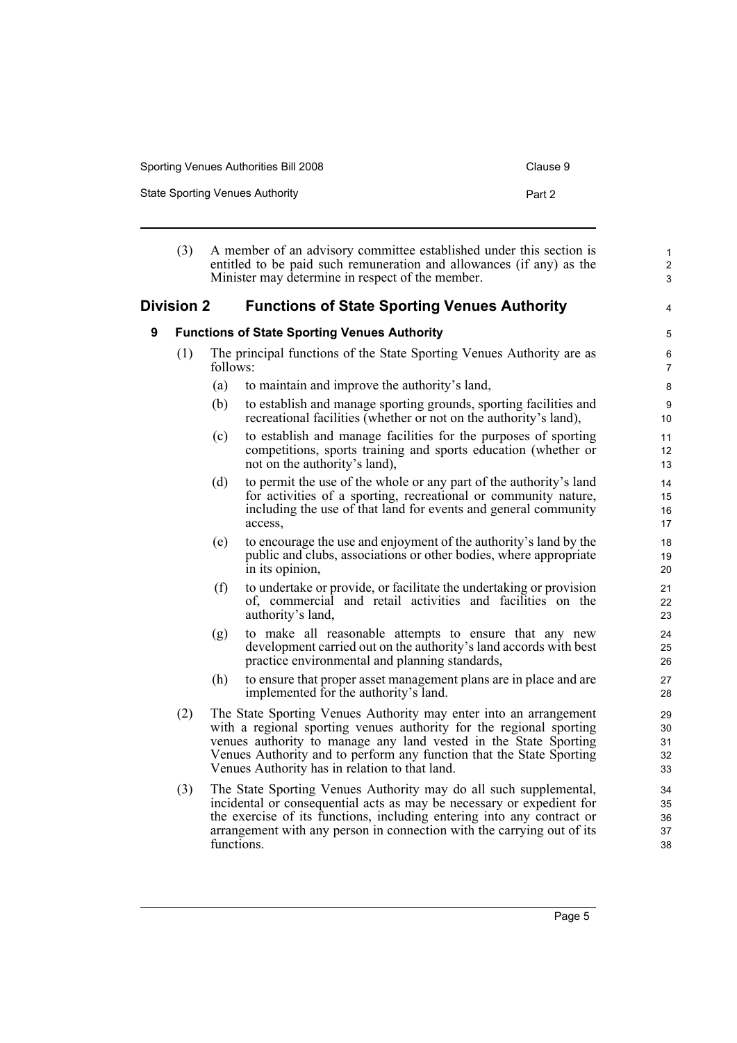(3) A member of an advisory committee established under this section is entitled to be paid such remuneration and allowances (if any) as the Minister may determine in respect of the member.

## Division 2 Functions of State Sporting Venues Authority

### 9 Functions of State Sporting Venues Authority

(1) The principal functions of the State Sporting Venues Authority are as follows:

(a) to maintain and improve the authority's land,

(b) to establish and manage sporting grounds, sporting facilities and recreational facilities (whether or not on the authority's land),

(c) to establish and manage facilities for the purposes of sporting competitions, sports training and sports education (whether or not on the authority's land),

(d) to permit the use of the whole or any part of the authority's land for activities of a sporting, recreational or community nature, including the use of that land for events and general community access,

(e) to encourage the use and enjoyment of the authority's land by the public and clubs, associations or other bodies, where appropriate in its opinion,

(f) to undertake or provide, or facilitate the undertaking or provision of, commercial and retail activities and facilities on the authority's land,

(g) to make all reasonable attempts to ensure that any new development carried out on the authority's land accords with best practice environmental and planning standards,

(h) to ensure that proper asset management plans are in place and are implemented for the authority's land.

(2) The State Sporting Venues Authority may enter into an arrangement with a regional sporting venues authority for the regional sporting venues authority to manage any land vested in the State Sporting Venues Authority and to perform any function that the State Sporting Venues Authority has in relation to that land.

(3) The State Sporting Venues Authority may do all such supplemental, incidental or consequential acts as may be necessary or expedient for the exercise of its functions, including entering into any contract or arrangement with any person in connection with the carrying out of its functions.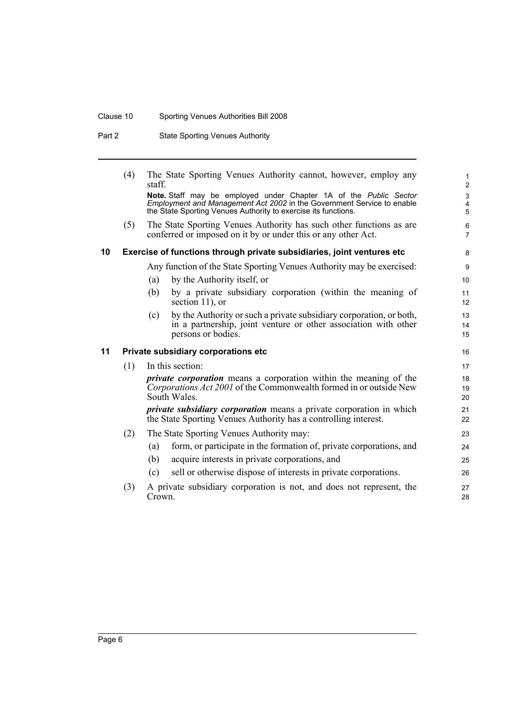(4) The State Sporting Venues Authority cannot, however, employ any staff.

**Note.** Staff may be employed under Chapter 1A of the *Public Sector Employment and Management Act 2002* in the Government Service to enable the State Sporting Venues Authority to exercise its functions.

(5) The State Sporting Venues Authority has such other functions as are conferred or imposed on it by or under this or any other Act.

### 10 Exercise of functions through private subsidiaries, joint ventures etc

Any function of the State Sporting Venues Authority may be exercised:

(a) by the Authority itself, or

(b) by a private subsidiary corporation (within the meaning of section 11), or

(c) by the Authority or such a private subsidiary corporation, or both, in a partnership, joint venture or other association with other persons or bodies.

### 11 Private subsidiary corporations etc

(1) In this section:

***private corporation*** means a corporation within the meaning of the *Corporations Act 2001* of the Commonwealth formed in or outside New South Wales.

***private subsidiary corporation*** means a private corporation in which the State Sporting Venues Authority has a controlling interest.

(2) The State Sporting Venues Authority may:

(a) form, or participate in the formation of, private corporations, and

(b) acquire interests in private corporations, and

(c) sell or otherwise dispose of interests in private corporations.

(3) A private subsidiary corporation is not, and does not represent, the Crown.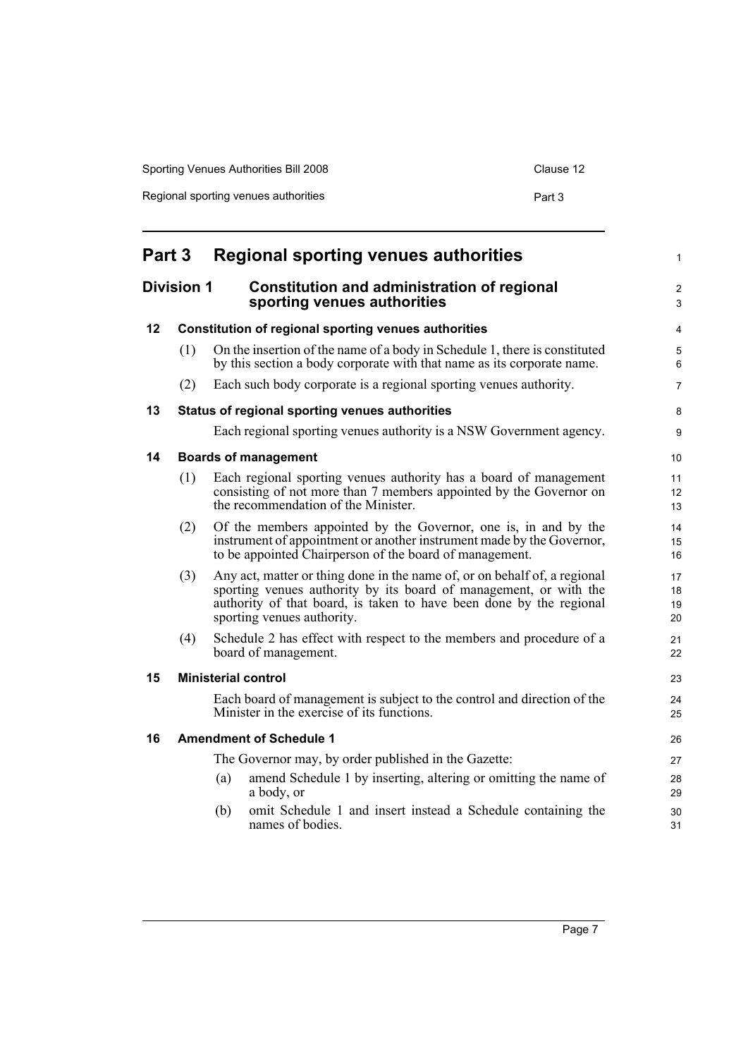# Part 3 Regional sporting venues authorities

## Division 1 Constitution and administration of regional sporting venues authorities

### 12 Constitution of regional sporting venues authorities

(1) On the insertion of the name of a body in Schedule 1, there is constituted by this section a body corporate with that name as its corporate name.

(2) Each such body corporate is a regional sporting venues authority.

### 13 Status of regional sporting venues authorities

Each regional sporting venues authority is a NSW Government agency.

### 14 Boards of management

(1) Each regional sporting venues authority has a board of management consisting of not more than 7 members appointed by the Governor on the recommendation of the Minister.

(2) Of the members appointed by the Governor, one is, in and by the instrument of appointment or another instrument made by the Governor, to be appointed Chairperson of the board of management.

(3) Any act, matter or thing done in the name of, or on behalf of, a regional sporting venues authority by its board of management, or with the authority of that board, is taken to have been done by the regional sporting venues authority.

(4) Schedule 2 has effect with respect to the members and procedure of a board of management.

### 15 Ministerial control

Each board of management is subject to the control and direction of the Minister in the exercise of its functions.

### 16 Amendment of Schedule 1

The Governor may, by order published in the Gazette:

(a) amend Schedule 1 by inserting, altering or omitting the name of a body, or

(b) omit Schedule 1 and insert instead a Schedule containing the names of bodies.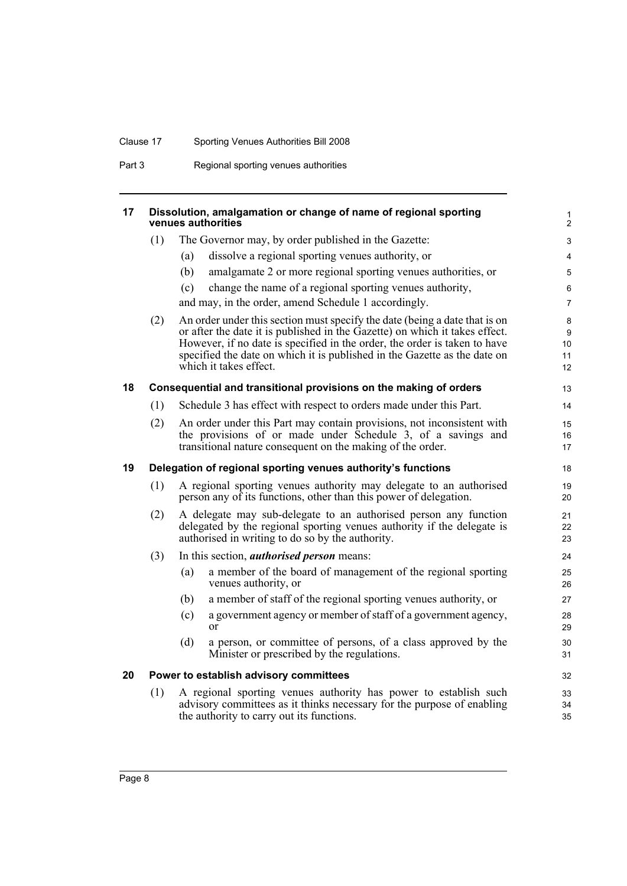## 17 Dissolution, amalgamation or change of name of regional sporting venues authorities

(1) The Governor may, by order published in the Gazette:

(a) dissolve a regional sporting venues authority, or

(b) amalgamate 2 or more regional sporting venues authorities, or

(c) change the name of a regional sporting venues authority,

and may, in the order, amend Schedule 1 accordingly.

(2) An order under this section must specify the date (being a date that is on or after the date it is published in the Gazette) on which it takes effect. However, if no date is specified in the order, the order is taken to have specified the date on which it is published in the Gazette as the date on which it takes effect.

## 18 Consequential and transitional provisions on the making of orders

(1) Schedule 3 has effect with respect to orders made under this Part.

(2) An order under this Part may contain provisions, not inconsistent with the provisions of or made under Schedule 3, of a savings and transitional nature consequent on the making of the order.

## 19 Delegation of regional sporting venues authority's functions

(1) A regional sporting venues authority may delegate to an authorised person any of its functions, other than this power of delegation.

(2) A delegate may sub-delegate to an authorised person any function delegated by the regional sporting venues authority if the delegate is authorised in writing to do so by the authority.

(3) In this section, ***authorised person*** means:

(a) a member of the board of management of the regional sporting venues authority, or

(b) a member of staff of the regional sporting venues authority, or

(c) a government agency or member of staff of a government agency, or

(d) a person, or committee of persons, of a class approved by the Minister or prescribed by the regulations.

## 20 Power to establish advisory committees

(1) A regional sporting venues authority has power to establish such advisory committees as it thinks necessary for the purpose of enabling the authority to carry out its functions.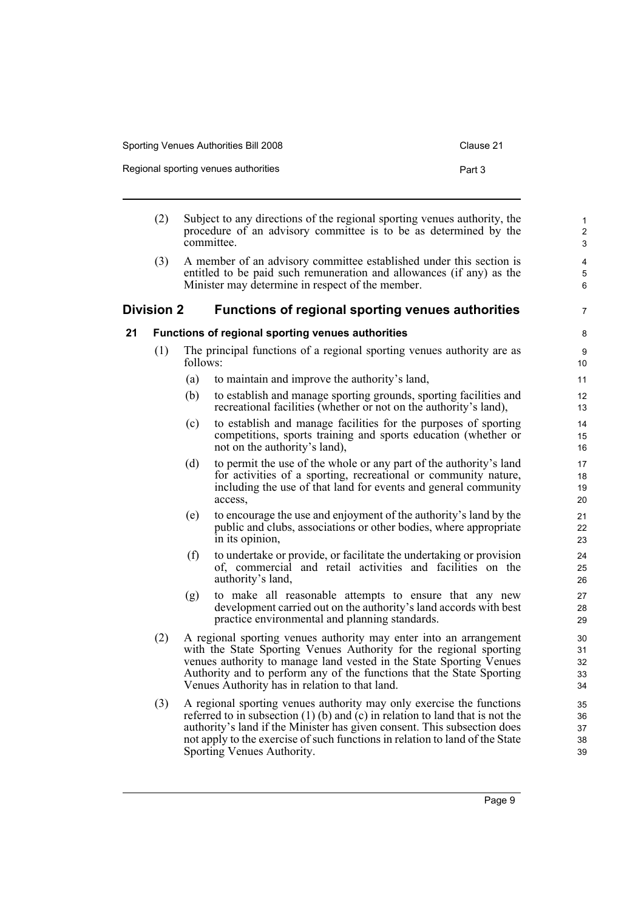(2) Subject to any directions of the regional sporting venues authority, the procedure of an advisory committee is to be as determined by the committee.

(3) A member of an advisory committee established under this section is entitled to be paid such remuneration and allowances (if any) as the Minister may determine in respect of the member.

## Division 2 Functions of regional sporting venues authorities

### 21 Functions of regional sporting venues authorities

(1) The principal functions of a regional sporting venues authority are as follows:

- (a) to maintain and improve the authority's land,
- (b) to establish and manage sporting grounds, sporting facilities and recreational facilities (whether or not on the authority's land),
- (c) to establish and manage facilities for the purposes of sporting competitions, sports training and sports education (whether or not on the authority's land),
- (d) to permit the use of the whole or any part of the authority's land for activities of a sporting, recreational or community nature, including the use of that land for events and general community access,
- (e) to encourage the use and enjoyment of the authority's land by the public and clubs, associations or other bodies, where appropriate in its opinion,
- (f) to undertake or provide, or facilitate the undertaking or provision of, commercial and retail activities and facilities on the authority's land,
- (g) to make all reasonable attempts to ensure that any new development carried out on the authority's land accords with best practice environmental and planning standards.

(2) A regional sporting venues authority may enter into an arrangement with the State Sporting Venues Authority for the regional sporting venues authority to manage land vested in the State Sporting Venues Authority and to perform any of the functions that the State Sporting Venues Authority has in relation to that land.

(3) A regional sporting venues authority may only exercise the functions referred to in subsection (1) (b) and (c) in relation to land that is not the authority's land if the Minister has given consent. This subsection does not apply to the exercise of such functions in relation to land of the State Sporting Venues Authority.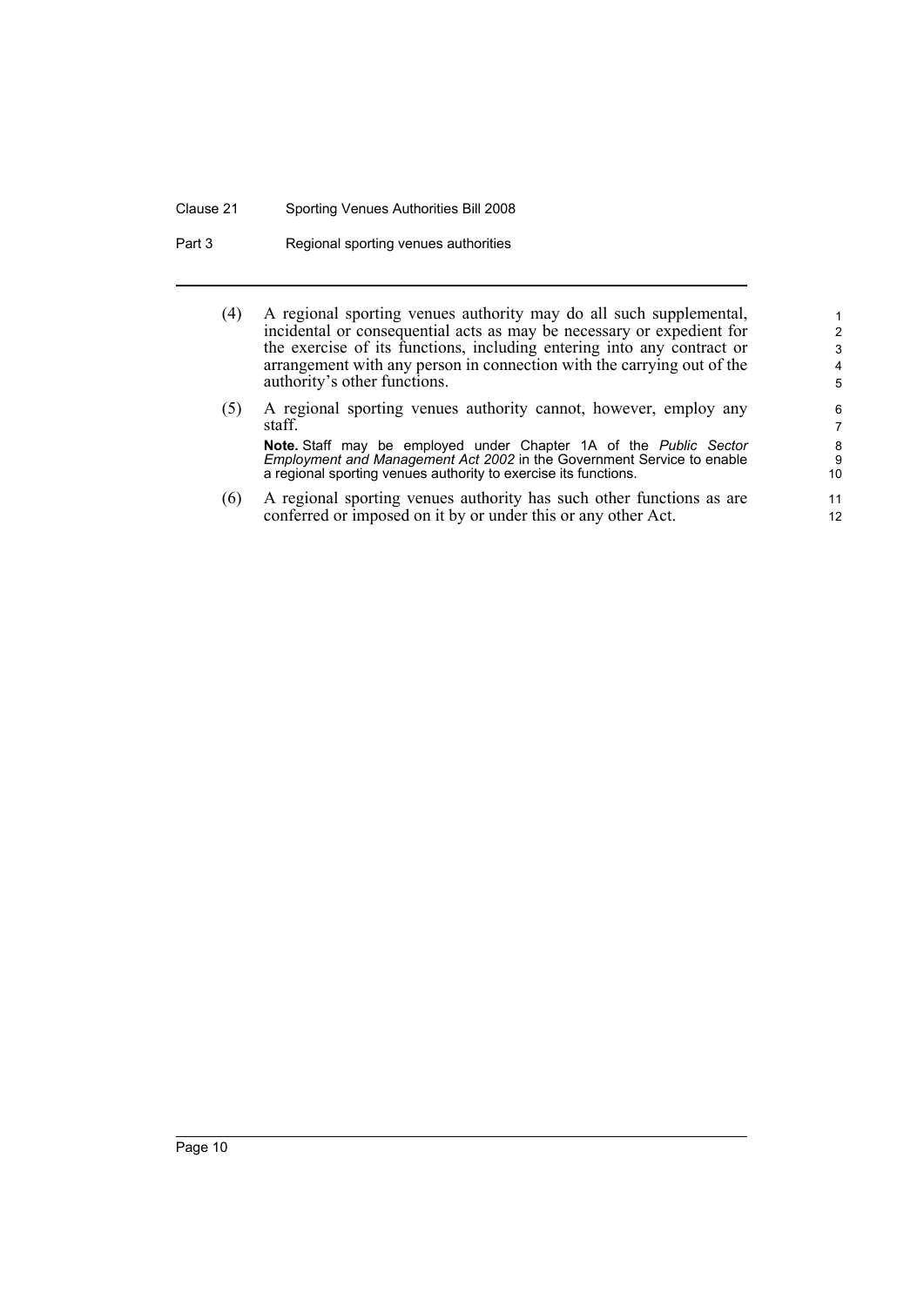(4) A regional sporting venues authority may do all such supplemental, incidental or consequential acts as may be necessary or expedient for the exercise of its functions, including entering into any contract or arrangement with any person in connection with the carrying out of the authority's other functions.

(5) A regional sporting venues authority cannot, however, employ any staff.

**Note.** Staff may be employed under Chapter 1A of the *Public Sector Employment and Management Act 2002* in the Government Service to enable a regional sporting venues authority to exercise its functions.

(6) A regional sporting venues authority has such other functions as are conferred or imposed on it by or under this or any other Act.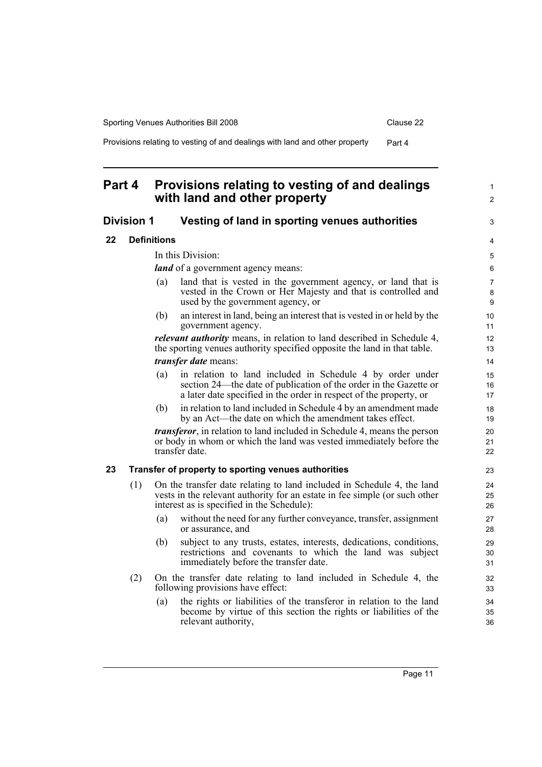# Part 4 Provisions relating to vesting of and dealings with land and other property

## Division 1 Vesting of land in sporting venues authorities

### 22 Definitions

In this Division:

***land*** of a government agency means:

(a) land that is vested in the government agency, or land that is vested in the Crown or Her Majesty and that is controlled and used by the government agency, or

(b) an interest in land, being an interest that is vested in or held by the government agency.

***relevant authority*** means, in relation to land described in Schedule 4, the sporting venues authority specified opposite the land in that table.

***transfer date*** means:

(a) in relation to land included in Schedule 4 by order under section 24—the date of publication of the order in the Gazette or a later date specified in the order in respect of the property, or

(b) in relation to land included in Schedule 4 by an amendment made by an Act—the date on which the amendment takes effect.

***transferor***, in relation to land included in Schedule 4, means the person or body in whom or which the land was vested immediately before the transfer date.

### 23 Transfer of property to sporting venues authorities

(1) On the transfer date relating to land included in Schedule 4, the land vests in the relevant authority for an estate in fee simple (or such other interest as is specified in the Schedule):

(a) without the need for any further conveyance, transfer, assignment or assurance, and

(b) subject to any trusts, estates, interests, dedications, conditions, restrictions and covenants to which the land was subject immediately before the transfer date.

(2) On the transfer date relating to land included in Schedule 4, the following provisions have effect:

(a) the rights or liabilities of the transferor in relation to the land become by virtue of this section the rights or liabilities of the relevant authority,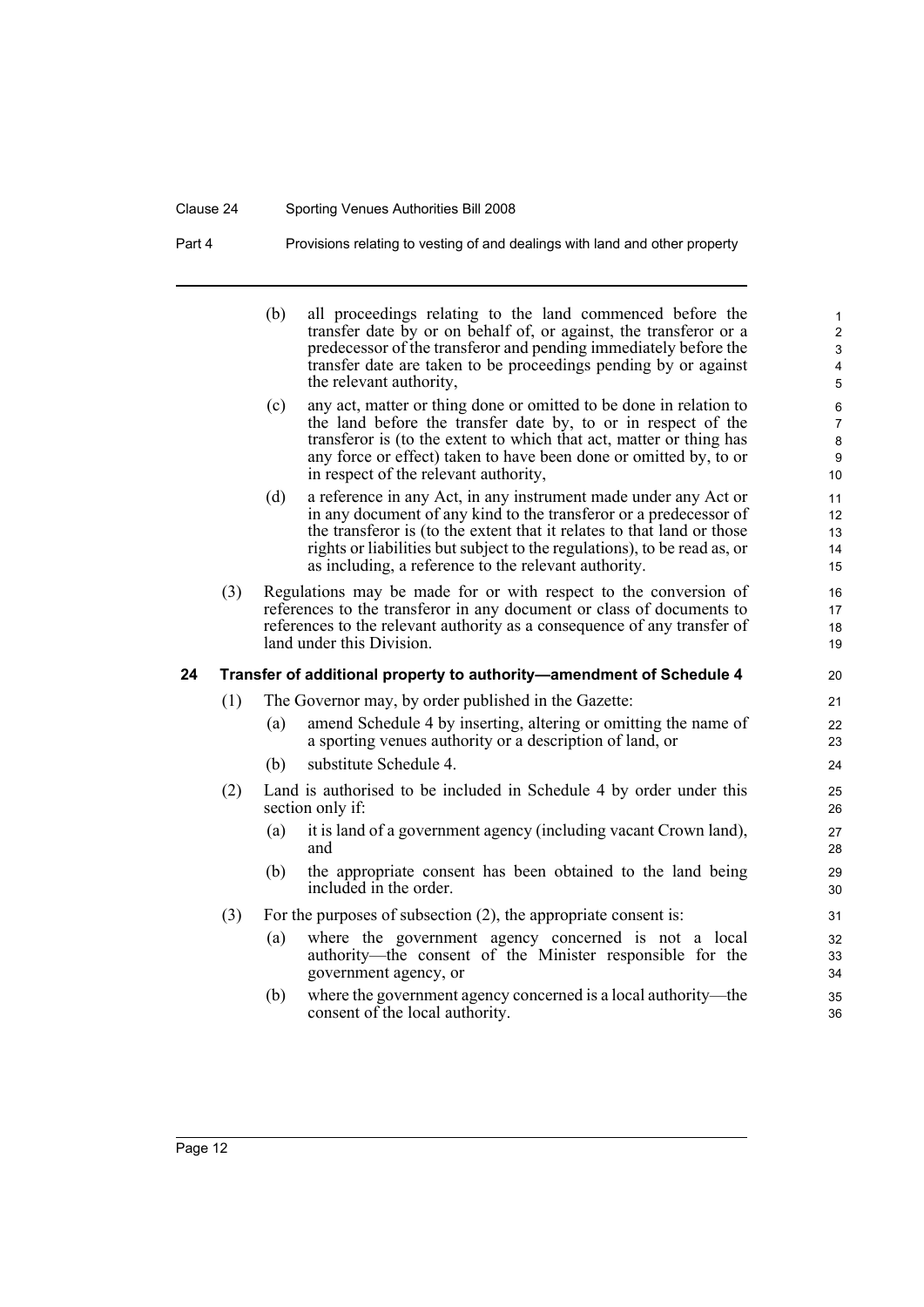(b) all proceedings relating to the land commenced before the transfer date by or on behalf of, or against, the transferor or a predecessor of the transferor and pending immediately before the transfer date are taken to be proceedings pending by or against the relevant authority,

(c) any act, matter or thing done or omitted to be done in relation to the land before the transfer date by, to or in respect of the transferor is (to the extent to which that act, matter or thing has any force or effect) taken to have been done or omitted by, to or in respect of the relevant authority,

(d) a reference in any Act, in any instrument made under any Act or in any document of any kind to the transferor or a predecessor of the transferor is (to the extent that it relates to that land or those rights or liabilities but subject to the regulations), to be read as, or as including, a reference to the relevant authority.

(3) Regulations may be made for or with respect to the conversion of references to the transferor in any document or class of documents to references to the relevant authority as a consequence of any transfer of land under this Division.

### 24 Transfer of additional property to authority—amendment of Schedule 4

(1) The Governor may, by order published in the Gazette:

(a) amend Schedule 4 by inserting, altering or omitting the name of a sporting venues authority or a description of land, or

(b) substitute Schedule 4.

(2) Land is authorised to be included in Schedule 4 by order under this section only if:

(a) it is land of a government agency (including vacant Crown land), and

(b) the appropriate consent has been obtained to the land being included in the order.

(3) For the purposes of subsection (2), the appropriate consent is:

(a) where the government agency concerned is not a local authority—the consent of the Minister responsible for the government agency, or

(b) where the government agency concerned is a local authority—the consent of the local authority.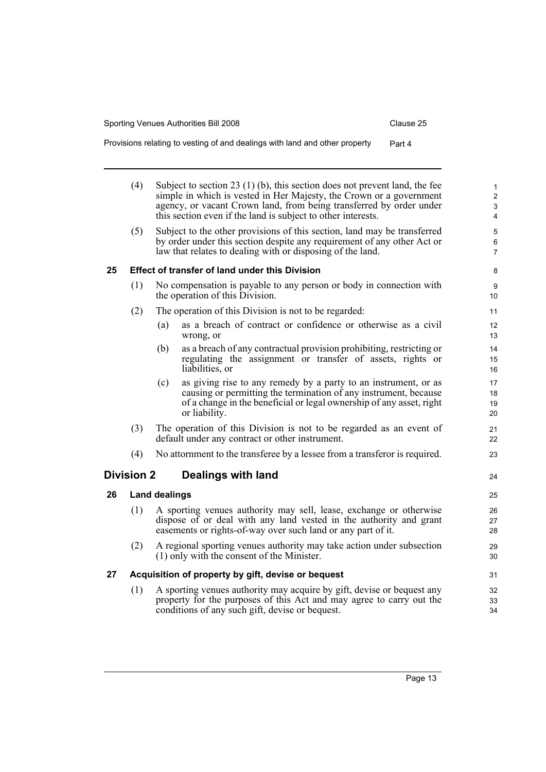(4) Subject to section 23 (1) (b), this section does not prevent land, the fee simple in which is vested in Her Majesty, the Crown or a government agency, or vacant Crown land, from being transferred by order under this section even if the land is subject to other interests.

(5) Subject to the other provisions of this section, land may be transferred by order under this section despite any requirement of any other Act or law that relates to dealing with or disposing of the land.

### 25 Effect of transfer of land under this Division

(1) No compensation is payable to any person or body in connection with the operation of this Division.

(2) The operation of this Division is not to be regarded:

(a) as a breach of contract or confidence or otherwise as a civil wrong, or

(b) as a breach of any contractual provision prohibiting, restricting or regulating the assignment or transfer of assets, rights or liabilities, or

(c) as giving rise to any remedy by a party to an instrument, or as causing or permitting the termination of any instrument, because of a change in the beneficial or legal ownership of any asset, right or liability.

(3) The operation of this Division is not to be regarded as an event of default under any contract or other instrument.

(4) No attornment to the transferee by a lessee from a transferor is required.

## Division 2 Dealings with land

### 26 Land dealings

(1) A sporting venues authority may sell, lease, exchange or otherwise dispose of or deal with any land vested in the authority and grant easements or rights-of-way over such land or any part of it.

(2) A regional sporting venues authority may take action under subsection (1) only with the consent of the Minister.

### 27 Acquisition of property by gift, devise or bequest

(1) A sporting venues authority may acquire by gift, devise or bequest any property for the purposes of this Act and may agree to carry out the conditions of any such gift, devise or bequest.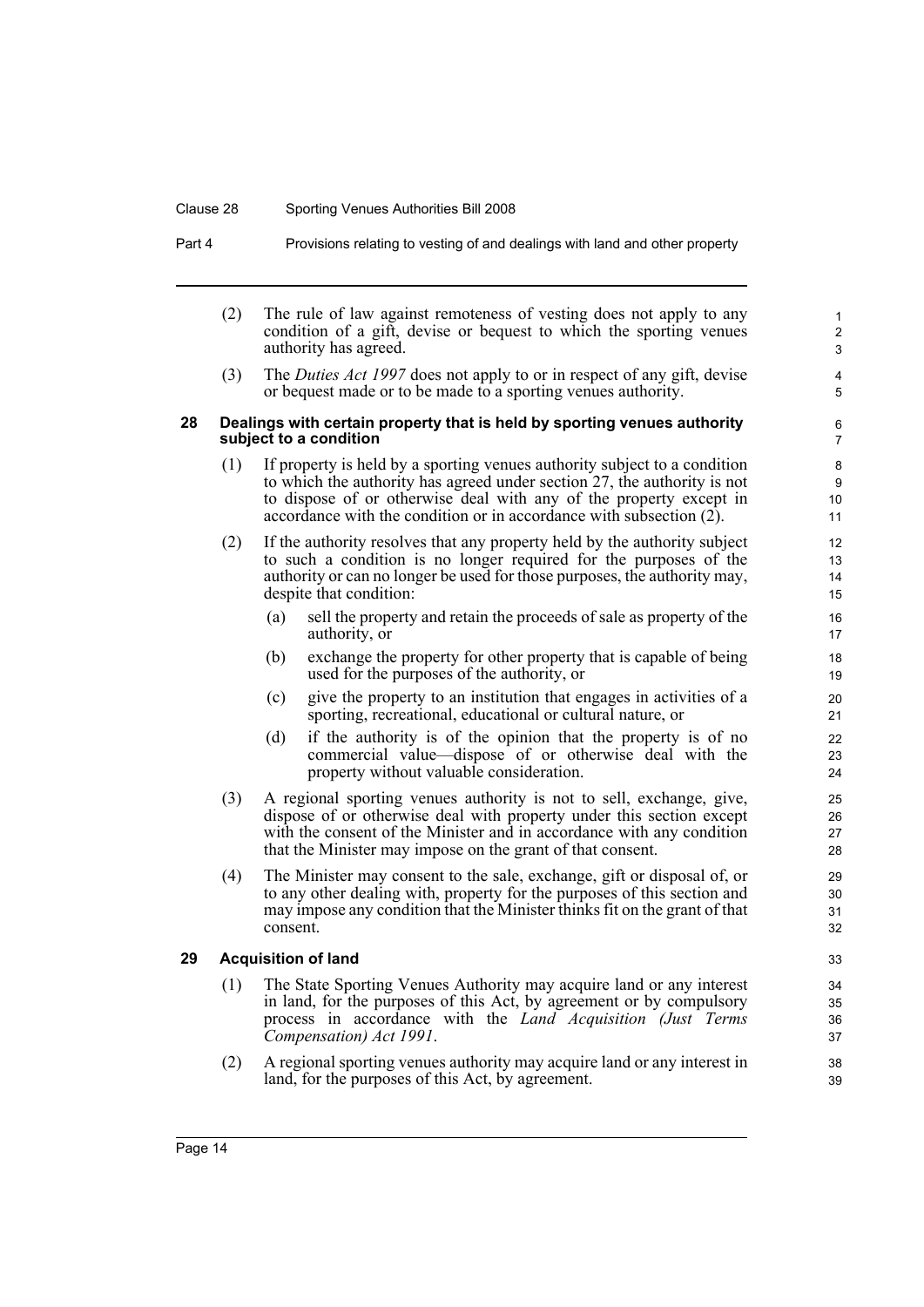(2) The rule of law against remoteness of vesting does not apply to any condition of a gift, devise or bequest to which the sporting venues authority has agreed.

(3) The *Duties Act 1997* does not apply to or in respect of any gift, devise or bequest made or to be made to a sporting venues authority.

### 28 Dealings with certain property that is held by sporting venues authority subject to a condition

(1) If property is held by a sporting venues authority subject to a condition to which the authority has agreed under section 27, the authority is not to dispose of or otherwise deal with any of the property except in accordance with the condition or in accordance with subsection (2).

(2) If the authority resolves that any property held by the authority subject to such a condition is no longer required for the purposes of the authority or can no longer be used for those purposes, the authority may, despite that condition:

- (a) sell the property and retain the proceeds of sale as property of the authority, or
- (b) exchange the property for other property that is capable of being used for the purposes of the authority, or
- (c) give the property to an institution that engages in activities of a sporting, recreational, educational or cultural nature, or
- (d) if the authority is of the opinion that the property is of no commercial value—dispose of or otherwise deal with the property without valuable consideration.

(3) A regional sporting venues authority is not to sell, exchange, give, dispose of or otherwise deal with property under this section except with the consent of the Minister and in accordance with any condition that the Minister may impose on the grant of that consent.

(4) The Minister may consent to the sale, exchange, gift or disposal of, or to any other dealing with, property for the purposes of this section and may impose any condition that the Minister thinks fit on the grant of that consent.

### 29 Acquisition of land

(1) The State Sporting Venues Authority may acquire land or any interest in land, for the purposes of this Act, by agreement or by compulsory process in accordance with the *Land Acquisition (Just Terms Compensation) Act 1991*.

(2) A regional sporting venues authority may acquire land or any interest in land, for the purposes of this Act, by agreement.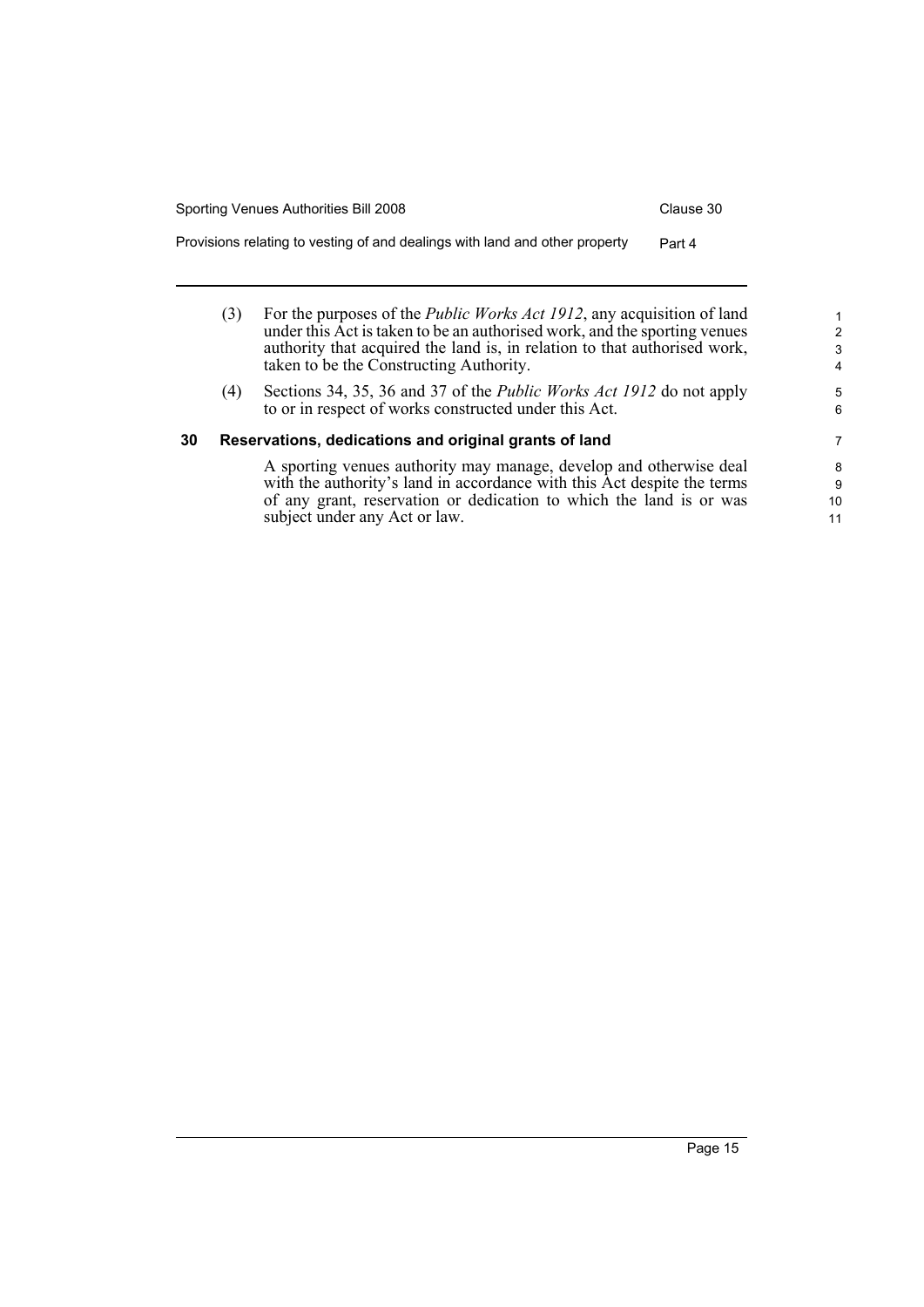(3) For the purposes of the *Public Works Act 1912*, any acquisition of land under this Act is taken to be an authorised work, and the sporting venues authority that acquired the land is, in relation to that authorised work, taken to be the Constructing Authority.

(4) Sections 34, 35, 36 and 37 of the *Public Works Act 1912* do not apply to or in respect of works constructed under this Act.

## 30 Reservations, dedications and original grants of land

A sporting venues authority may manage, develop and otherwise deal with the authority's land in accordance with this Act despite the terms of any grant, reservation or dedication to which the land is or was subject under any Act or law.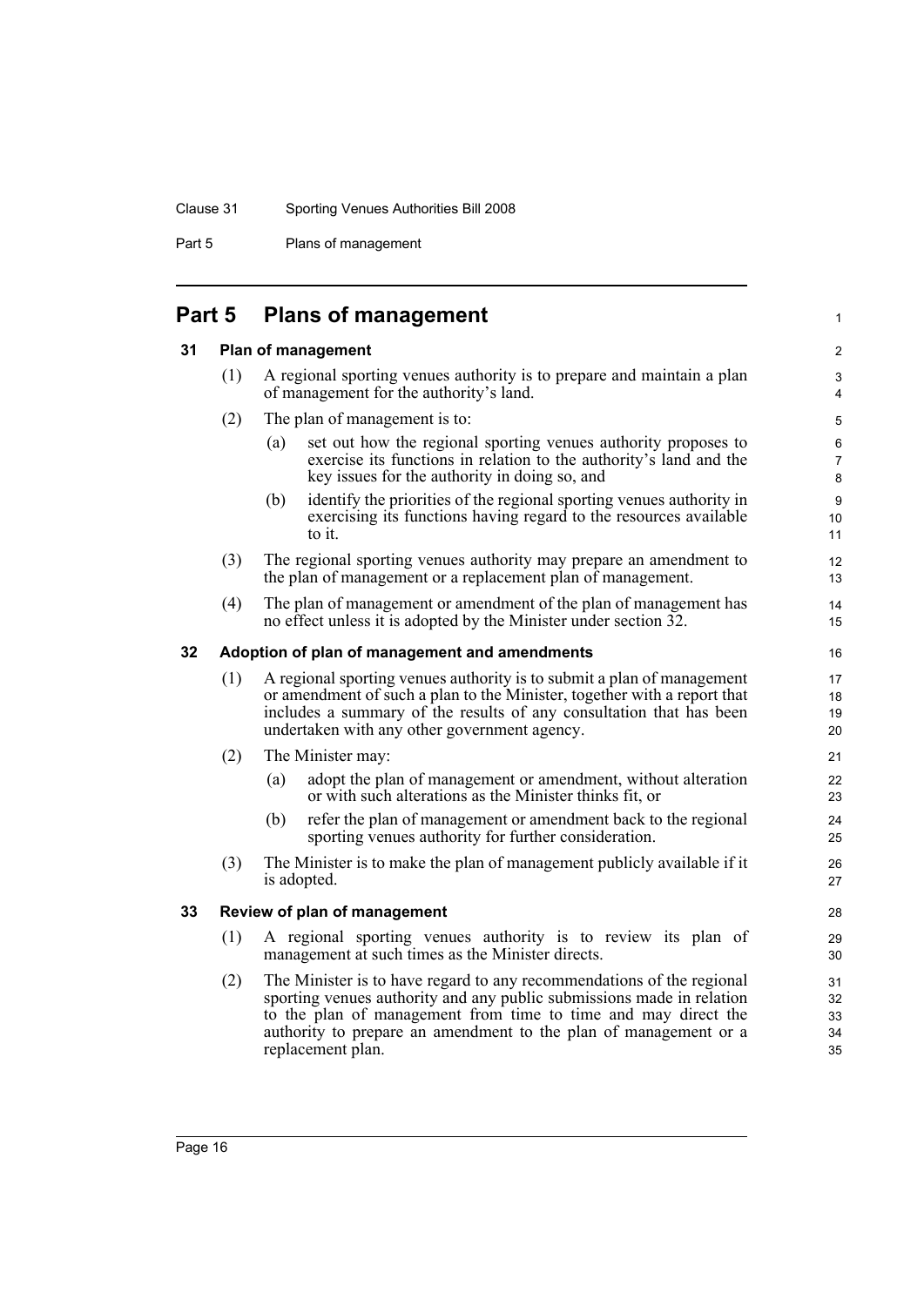# Part 5 Plans of management

## 31 Plan of management

(1) A regional sporting venues authority is to prepare and maintain a plan of management for the authority's land.

(2) The plan of management is to:

(a) set out how the regional sporting venues authority proposes to exercise its functions in relation to the authority's land and the key issues for the authority in doing so, and

(b) identify the priorities of the regional sporting venues authority in exercising its functions having regard to the resources available to it.

(3) The regional sporting venues authority may prepare an amendment to the plan of management or a replacement plan of management.

(4) The plan of management or amendment of the plan of management has no effect unless it is adopted by the Minister under section 32.

## 32 Adoption of plan of management and amendments

(1) A regional sporting venues authority is to submit a plan of management or amendment of such a plan to the Minister, together with a report that includes a summary of the results of any consultation that has been undertaken with any other government agency.

(2) The Minister may:

(a) adopt the plan of management or amendment, without alteration or with such alterations as the Minister thinks fit, or

(b) refer the plan of management or amendment back to the regional sporting venues authority for further consideration.

(3) The Minister is to make the plan of management publicly available if it is adopted.

## 33 Review of plan of management

(1) A regional sporting venues authority is to review its plan of management at such times as the Minister directs.

(2) The Minister is to have regard to any recommendations of the regional sporting venues authority and any public submissions made in relation to the plan of management from time to time and may direct the authority to prepare an amendment to the plan of management or a replacement plan.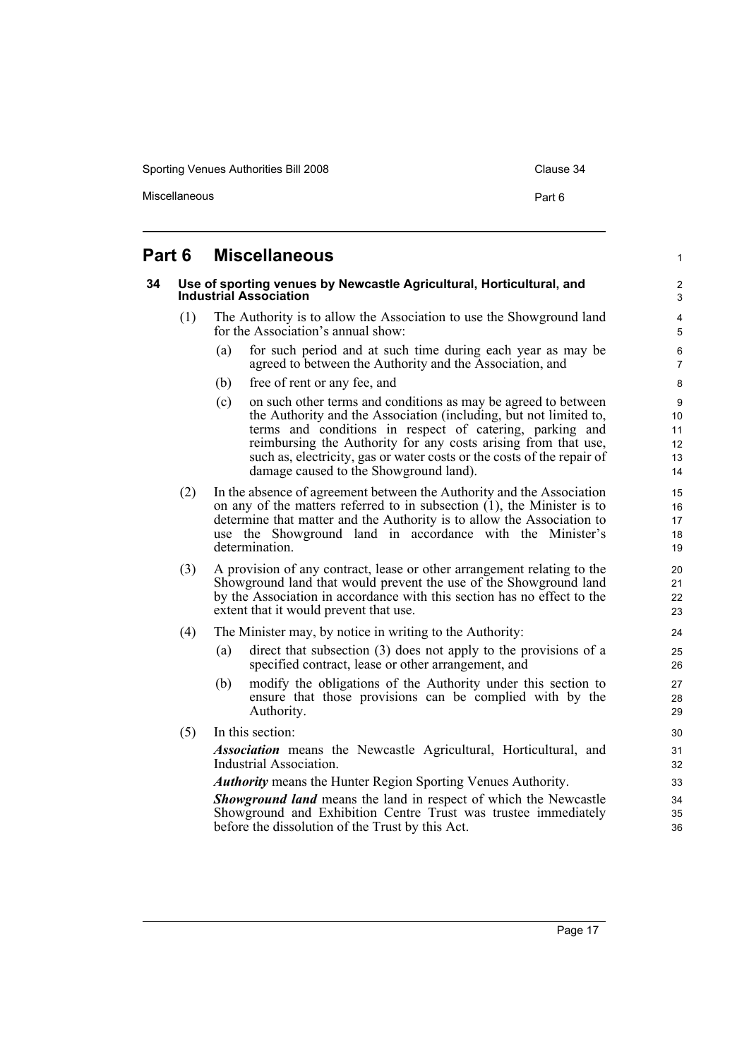# Part 6 Miscellaneous

## 34 Use of sporting venues by Newcastle Agricultural, Horticultural, and Industrial Association

(1) The Authority is to allow the Association to use the Showground land for the Association's annual show:

- (a) for such period and at such time during each year as may be agreed to between the Authority and the Association, and
- (b) free of rent or any fee, and
- (c) on such other terms and conditions as may be agreed to between the Authority and the Association (including, but not limited to, terms and conditions in respect of catering, parking and reimbursing the Authority for any costs arising from that use, such as, electricity, gas or water costs or the costs of the repair of damage caused to the Showground land).

(2) In the absence of agreement between the Authority and the Association on any of the matters referred to in subsection (1), the Minister is to determine that matter and the Authority is to allow the Association to use the Showground land in accordance with the Minister's determination.

(3) A provision of any contract, lease or other arrangement relating to the Showground land that would prevent the use of the Showground land by the Association in accordance with this section has no effect to the extent that it would prevent that use.

(4) The Minister may, by notice in writing to the Authority:

- (a) direct that subsection (3) does not apply to the provisions of a specified contract, lease or other arrangement, and
- (b) modify the obligations of the Authority under this section to ensure that those provisions can be complied with by the Authority.

(5) In this section:

***Association*** means the Newcastle Agricultural, Horticultural, and Industrial Association.

***Authority*** means the Hunter Region Sporting Venues Authority.

***Showground land*** means the land in respect of which the Newcastle Showground and Exhibition Centre Trust was trustee immediately before the dissolution of the Trust by this Act.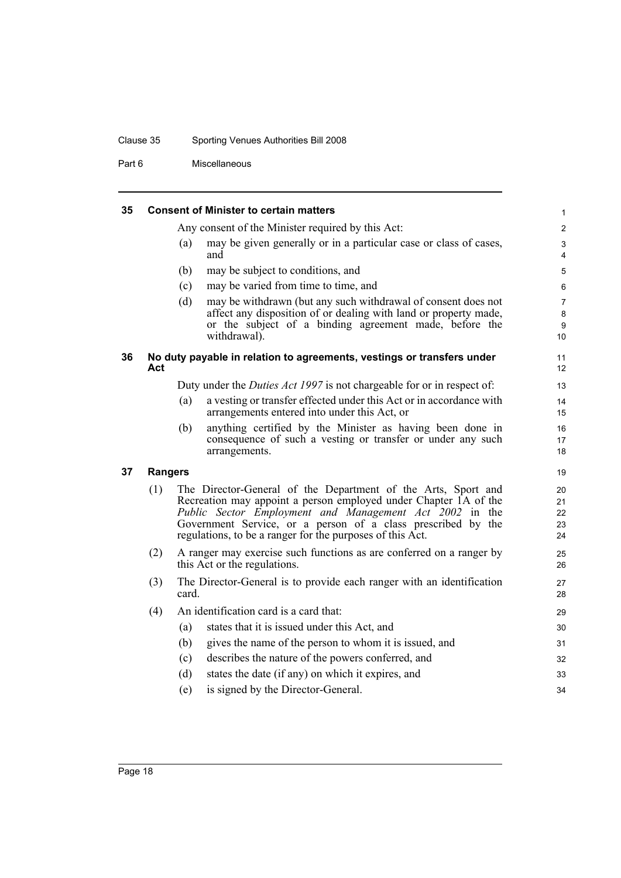### 35 Consent of Minister to certain matters

Any consent of the Minister required by this Act:

(a) may be given generally or in a particular case or class of cases, and

(b) may be subject to conditions, and

(c) may be varied from time to time, and

(d) may be withdrawn (but any such withdrawal of consent does not affect any disposition of or dealing with land or property made, or the subject of a binding agreement made, before the withdrawal).

### 36 No duty payable in relation to agreements, vestings or transfers under Act

Duty under the *Duties Act 1997* is not chargeable for or in respect of:

(a) a vesting or transfer effected under this Act or in accordance with arrangements entered into under this Act, or

(b) anything certified by the Minister as having been done in consequence of such a vesting or transfer or under any such arrangements.

### 37 Rangers

(1) The Director-General of the Department of the Arts, Sport and Recreation may appoint a person employed under Chapter 1A of the *Public Sector Employment and Management Act 2002* in the Government Service, or a person of a class prescribed by the regulations, to be a ranger for the purposes of this Act.

(2) A ranger may exercise such functions as are conferred on a ranger by this Act or the regulations.

(3) The Director-General is to provide each ranger with an identification card.

(4) An identification card is a card that:

(a) states that it is issued under this Act, and

(b) gives the name of the person to whom it is issued, and

(c) describes the nature of the powers conferred, and

(d) states the date (if any) on which it expires, and

(e) is signed by the Director-General.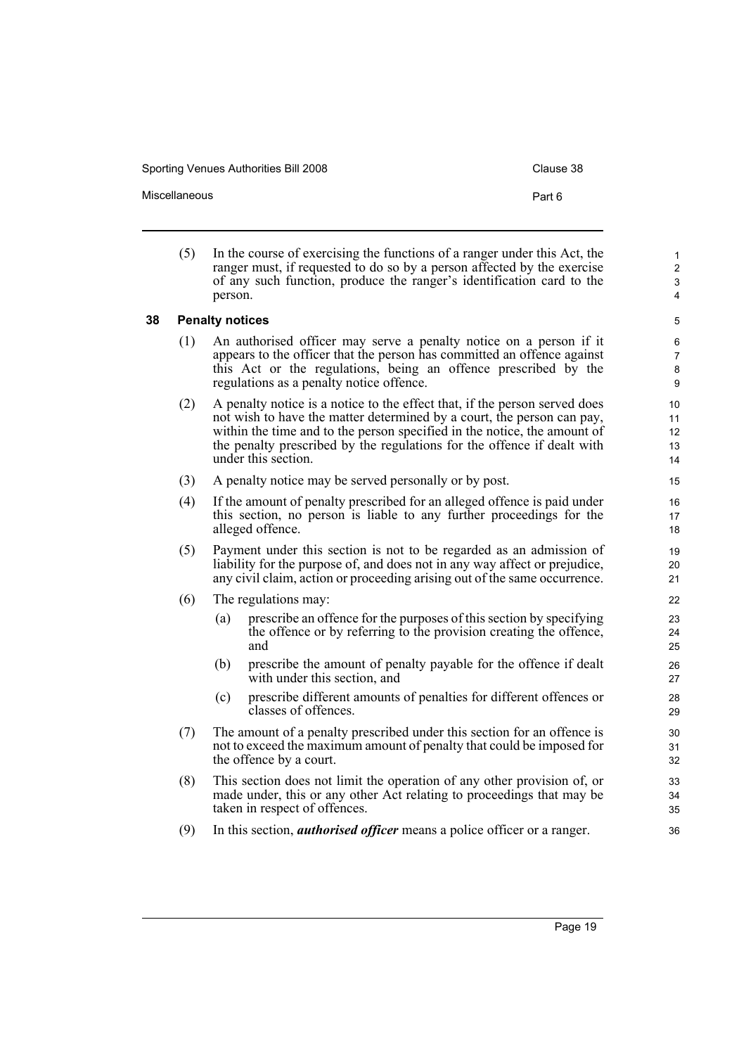(5) In the course of exercising the functions of a ranger under this Act, the ranger must, if requested to do so by a person affected by the exercise of any such function, produce the ranger's identification card to the person.

### 38 Penalty notices

(1) An authorised officer may serve a penalty notice on a person if it appears to the officer that the person has committed an offence against this Act or the regulations, being an offence prescribed by the regulations as a penalty notice offence.

(2) A penalty notice is a notice to the effect that, if the person served does not wish to have the matter determined by a court, the person can pay, within the time and to the person specified in the notice, the amount of the penalty prescribed by the regulations for the offence if dealt with under this section.

(3) A penalty notice may be served personally or by post.

(4) If the amount of penalty prescribed for an alleged offence is paid under this section, no person is liable to any further proceedings for the alleged offence.

(5) Payment under this section is not to be regarded as an admission of liability for the purpose of, and does not in any way affect or prejudice, any civil claim, action or proceeding arising out of the same occurrence.

(6) The regulations may:

- (a) prescribe an offence for the purposes of this section by specifying the offence or by referring to the provision creating the offence, and
- (b) prescribe the amount of penalty payable for the offence if dealt with under this section, and
- (c) prescribe different amounts of penalties for different offences or classes of offences.

(7) The amount of a penalty prescribed under this section for an offence is not to exceed the maximum amount of penalty that could be imposed for the offence by a court.

(8) This section does not limit the operation of any other provision of, or made under, this or any other Act relating to proceedings that may be taken in respect of offences.

(9) In this section, ***authorised officer*** means a police officer or a ranger.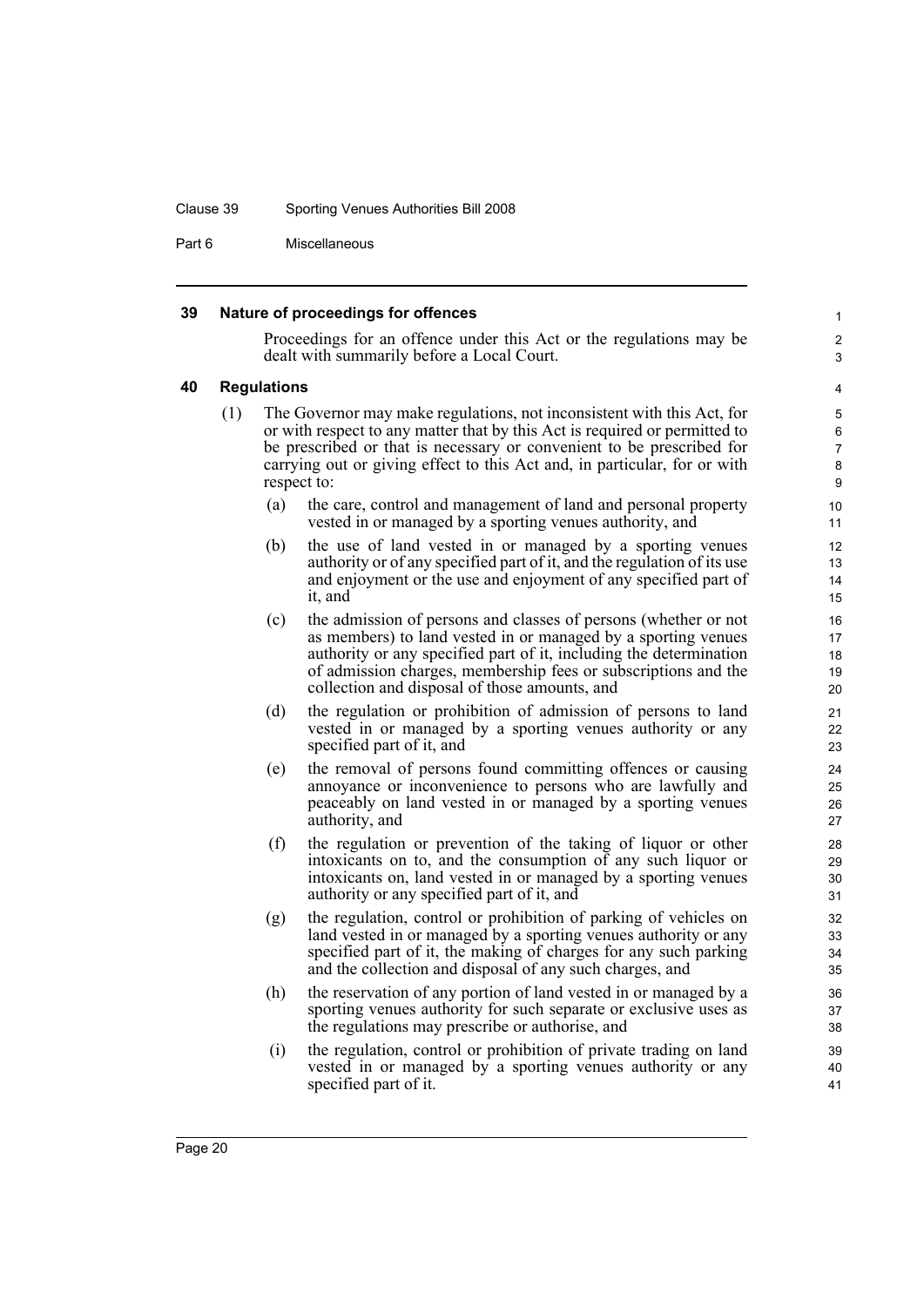## 39 Nature of proceedings for offences

Proceedings for an offence under this Act or the regulations may be dealt with summarily before a Local Court.

## 40 Regulations

(1) The Governor may make regulations, not inconsistent with this Act, for or with respect to any matter that by this Act is required or permitted to be prescribed or that is necessary or convenient to be prescribed for carrying out or giving effect to this Act and, in particular, for or with respect to:

(a) the care, control and management of land and personal property vested in or managed by a sporting venues authority, and

(b) the use of land vested in or managed by a sporting venues authority or of any specified part of it, and the regulation of its use and enjoyment or the use and enjoyment of any specified part of it, and

(c) the admission of persons and classes of persons (whether or not as members) to land vested in or managed by a sporting venues authority or any specified part of it, including the determination of admission charges, membership fees or subscriptions and the collection and disposal of those amounts, and

(d) the regulation or prohibition of admission of persons to land vested in or managed by a sporting venues authority or any specified part of it, and

(e) the removal of persons found committing offences or causing annoyance or inconvenience to persons who are lawfully and peaceably on land vested in or managed by a sporting venues authority, and

(f) the regulation or prevention of the taking of liquor or other intoxicants on to, and the consumption of any such liquor or intoxicants on, land vested in or managed by a sporting venues authority or any specified part of it, and

(g) the regulation, control or prohibition of parking of vehicles on land vested in or managed by a sporting venues authority or any specified part of it, the making of charges for any such parking and the collection and disposal of any such charges, and

(h) the reservation of any portion of land vested in or managed by a sporting venues authority for such separate or exclusive uses as the regulations may prescribe or authorise, and

(i) the regulation, control or prohibition of private trading on land vested in or managed by a sporting venues authority or any specified part of it.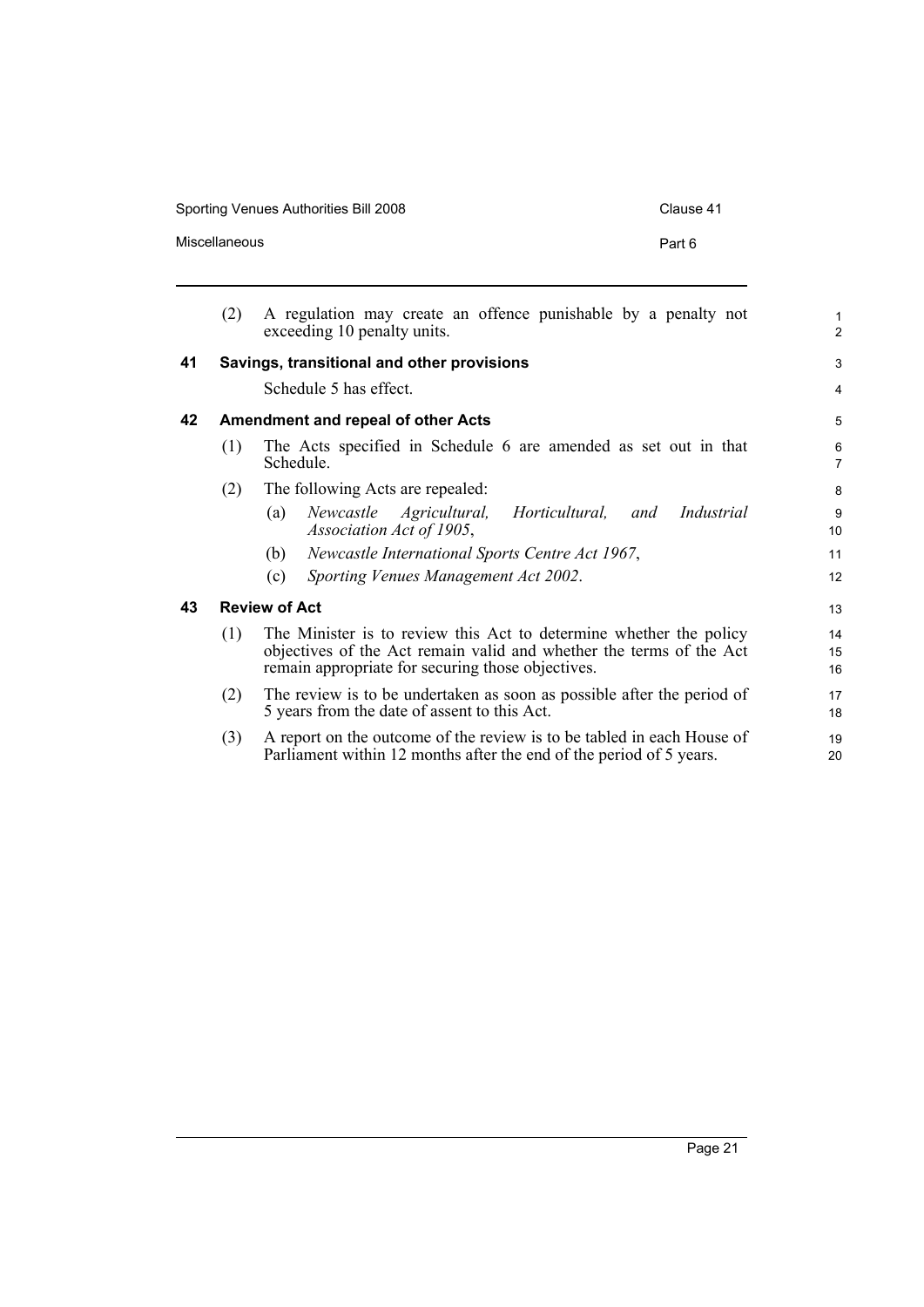(2) A regulation may create an offence punishable by a penalty not exceeding 10 penalty units.

### 41 Savings, transitional and other provisions

Schedule 5 has effect.

### 42 Amendment and repeal of other Acts

(1) The Acts specified in Schedule 6 are amended as set out in that Schedule.

(2) The following Acts are repealed:

(a) *Newcastle Agricultural, Horticultural, and Industrial Association Act of 1905*,

(b) *Newcastle International Sports Centre Act 1967*,

(c) *Sporting Venues Management Act 2002*.

### 43 Review of Act

(1) The Minister is to review this Act to determine whether the policy objectives of the Act remain valid and whether the terms of the Act remain appropriate for securing those objectives.

(2) The review is to be undertaken as soon as possible after the period of 5 years from the date of assent to this Act.

(3) A report on the outcome of the review is to be tabled in each House of Parliament within 12 months after the end of the period of 5 years.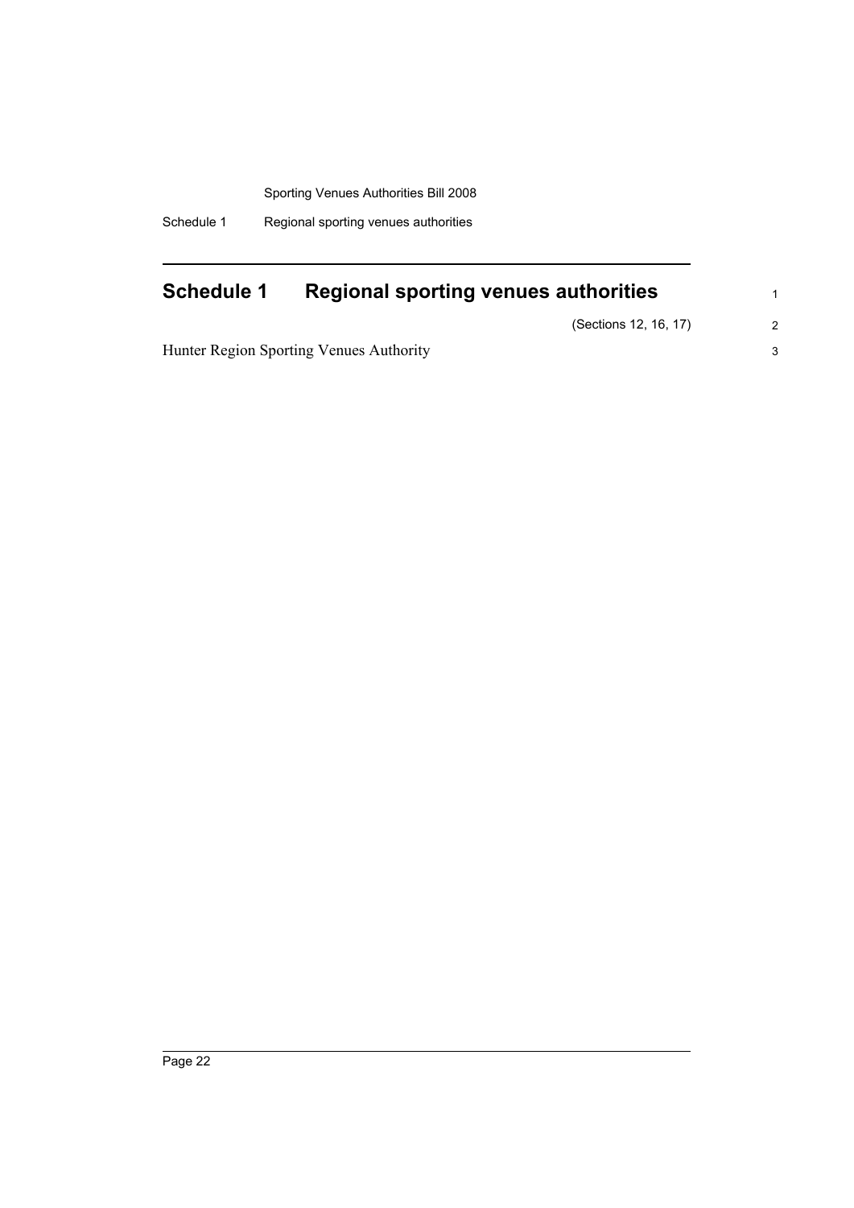# Schedule 1 Regional sporting venues authorities

(Sections 12, 16, 17)

Hunter Region Sporting Venues Authority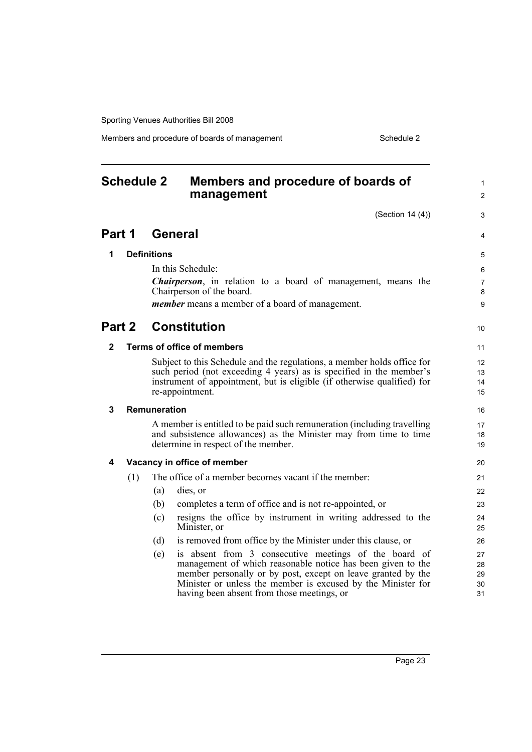# Schedule 2 Members and procedure of boards of management

(Section 14 (4))

## Part 1 General

### 1 Definitions

In this Schedule:

***Chairperson***, in relation to a board of management, means the Chairperson of the board.

***member*** means a member of a board of management.

## Part 2 Constitution

### 2 Terms of office of members

Subject to this Schedule and the regulations, a member holds office for such period (not exceeding 4 years) as is specified in the member's instrument of appointment, but is eligible (if otherwise qualified) for re-appointment.

### 3 Remuneration

A member is entitled to be paid such remuneration (including travelling and subsistence allowances) as the Minister may from time to time determine in respect of the member.

### 4 Vacancy in office of member

(1) The office of a member becomes vacant if the member:

(a) dies, or

(b) completes a term of office and is not re-appointed, or

(c) resigns the office by instrument in writing addressed to the Minister, or

(d) is removed from office by the Minister under this clause, or

(e) is absent from 3 consecutive meetings of the board of management of which reasonable notice has been given to the member personally or by post, except on leave granted by the Minister or unless the member is excused by the Minister for having been absent from those meetings, or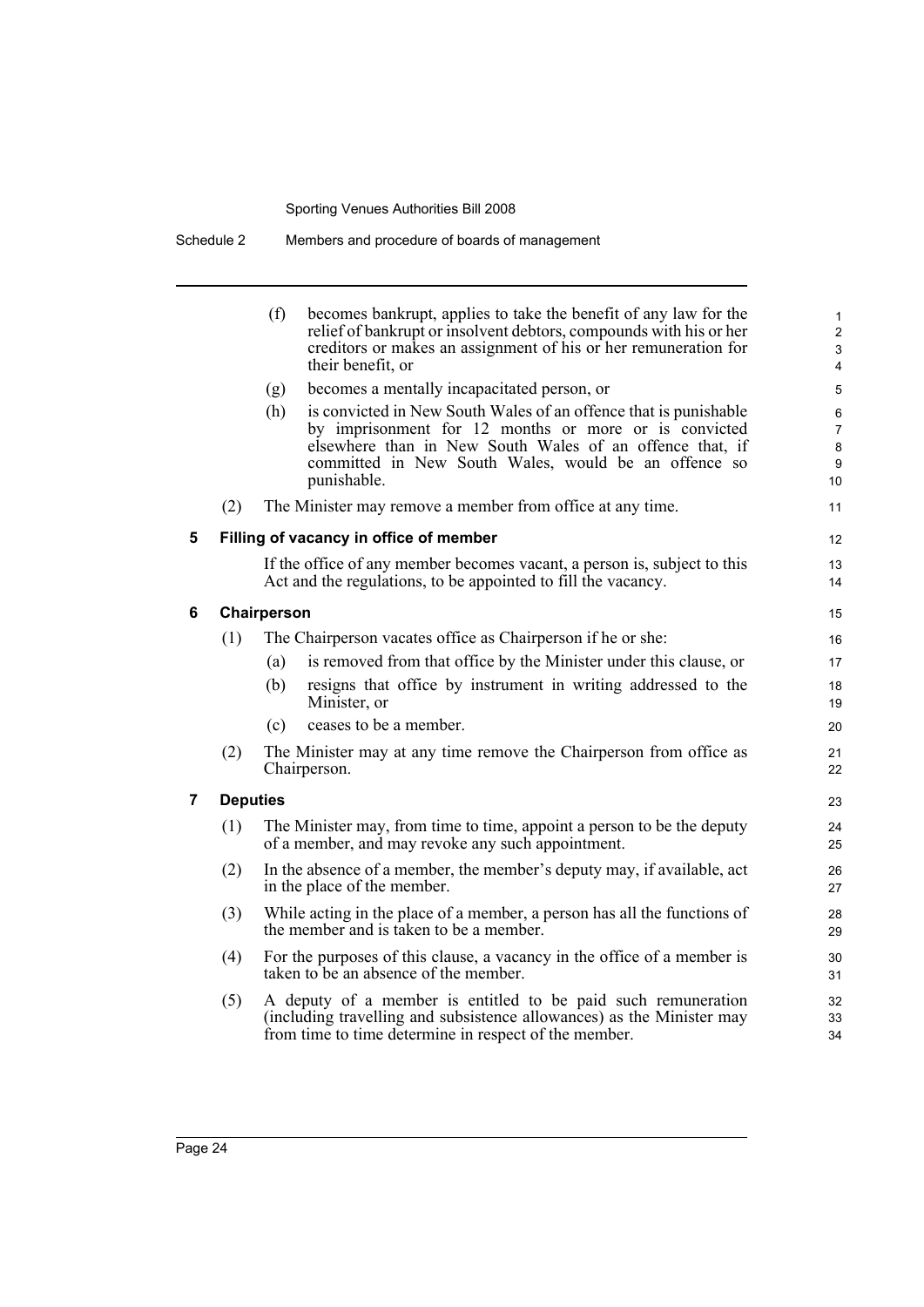(f) becomes bankrupt, applies to take the benefit of any law for the relief of bankrupt or insolvent debtors, compounds with his or her creditors or makes an assignment of his or her remuneration for their benefit, or

(g) becomes a mentally incapacitated person, or

(h) is convicted in New South Wales of an offence that is punishable by imprisonment for 12 months or more or is convicted elsewhere than in New South Wales of an offence that, if committed in New South Wales, would be an offence so punishable.

(2) The Minister may remove a member from office at any time.

## 5 Filling of vacancy in office of member

If the office of any member becomes vacant, a person is, subject to this Act and the regulations, to be appointed to fill the vacancy.

## 6 Chairperson

(1) The Chairperson vacates office as Chairperson if he or she:

(a) is removed from that office by the Minister under this clause, or

(b) resigns that office by instrument in writing addressed to the Minister, or

(c) ceases to be a member.

(2) The Minister may at any time remove the Chairperson from office as Chairperson.

## 7 Deputies

(1) The Minister may, from time to time, appoint a person to be the deputy of a member, and may revoke any such appointment.

(2) In the absence of a member, the member's deputy may, if available, act in the place of the member.

(3) While acting in the place of a member, a person has all the functions of the member and is taken to be a member.

(4) For the purposes of this clause, a vacancy in the office of a member is taken to be an absence of the member.

(5) A deputy of a member is entitled to be paid such remuneration (including travelling and subsistence allowances) as the Minister may from time to time determine in respect of the member.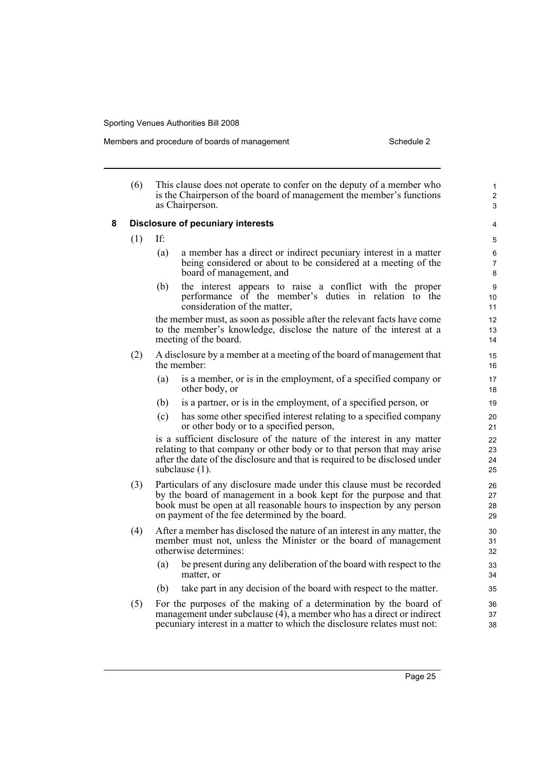(6) This clause does not operate to confer on the deputy of a member who is the Chairperson of the board of management the member's functions as Chairperson.

### 8 Disclosure of pecuniary interests

(1) If:

(a) a member has a direct or indirect pecuniary interest in a matter being considered or about to be considered at a meeting of the board of management, and

(b) the interest appears to raise a conflict with the proper performance of the member's duties in relation to the consideration of the matter,

the member must, as soon as possible after the relevant facts have come to the member's knowledge, disclose the nature of the interest at a meeting of the board.

(2) A disclosure by a member at a meeting of the board of management that the member:

(a) is a member, or is in the employment, of a specified company or other body, or

(b) is a partner, or is in the employment, of a specified person, or

(c) has some other specified interest relating to a specified company or other body or to a specified person,

is a sufficient disclosure of the nature of the interest in any matter relating to that company or other body or to that person that may arise after the date of the disclosure and that is required to be disclosed under subclause (1).

(3) Particulars of any disclosure made under this clause must be recorded by the board of management in a book kept for the purpose and that book must be open at all reasonable hours to inspection by any person on payment of the fee determined by the board.

(4) After a member has disclosed the nature of an interest in any matter, the member must not, unless the Minister or the board of management otherwise determines:

(a) be present during any deliberation of the board with respect to the matter, or

(b) take part in any decision of the board with respect to the matter.

(5) For the purposes of the making of a determination by the board of management under subclause (4), a member who has a direct or indirect pecuniary interest in a matter to which the disclosure relates must not: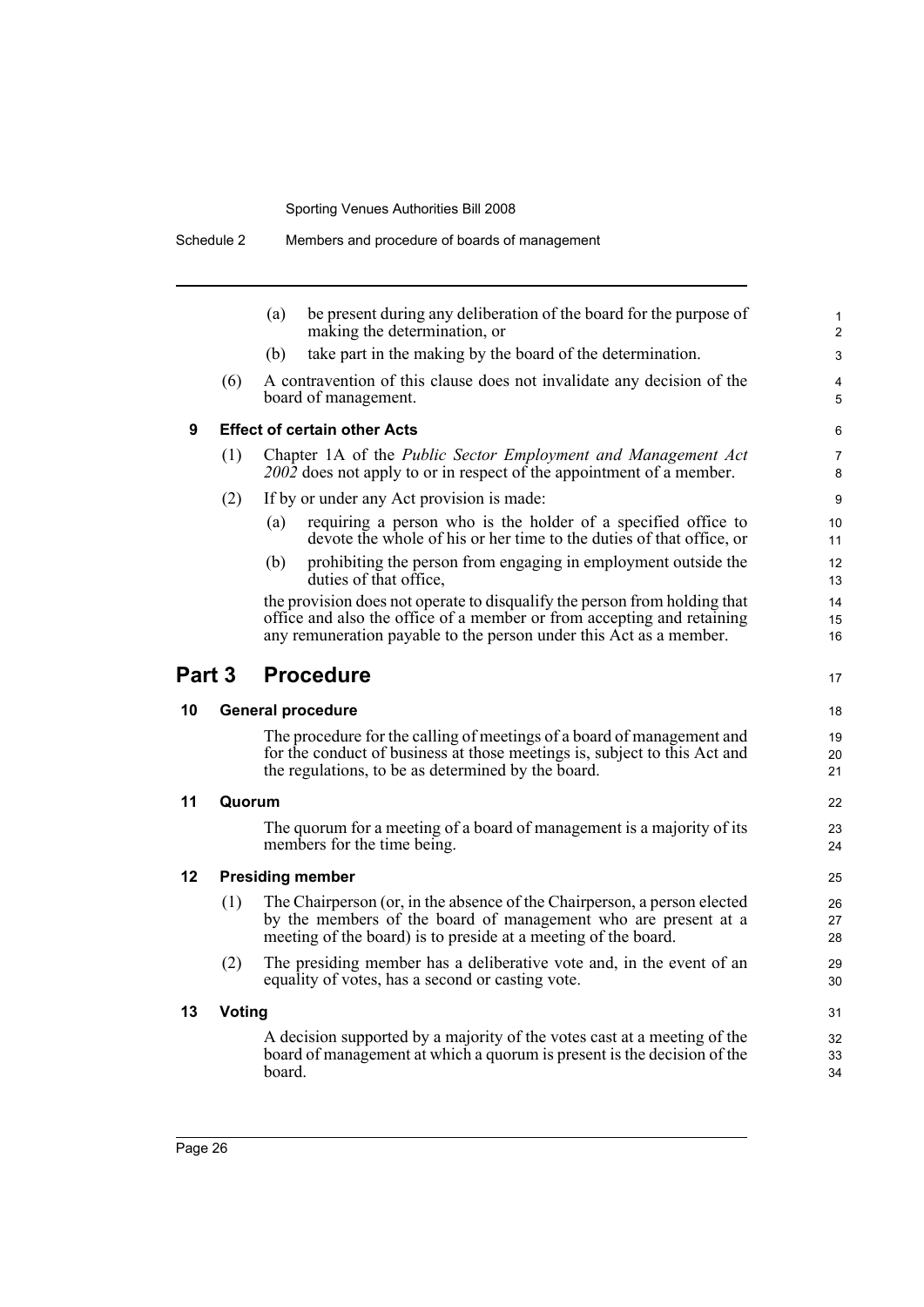(a) be present during any deliberation of the board for the purpose of making the determination, or

(b) take part in the making by the board of the determination.

(6) A contravention of this clause does not invalidate any decision of the board of management.

### 9 Effect of certain other Acts

(1) Chapter 1A of the *Public Sector Employment and Management Act 2002* does not apply to or in respect of the appointment of a member.

(2) If by or under any Act provision is made:

(a) requiring a person who is the holder of a specified office to devote the whole of his or her time to the duties of that office, or

(b) prohibiting the person from engaging in employment outside the duties of that office,

the provision does not operate to disqualify the person from holding that office and also the office of a member or from accepting and retaining any remuneration payable to the person under this Act as a member.

## Part 3 Procedure

### 10 General procedure

The procedure for the calling of meetings of a board of management and for the conduct of business at those meetings is, subject to this Act and the regulations, to be as determined by the board.

### 11 Quorum

The quorum for a meeting of a board of management is a majority of its members for the time being.

### 12 Presiding member

(1) The Chairperson (or, in the absence of the Chairperson, a person elected by the members of the board of management who are present at a meeting of the board) is to preside at a meeting of the board.

(2) The presiding member has a deliberative vote and, in the event of an equality of votes, has a second or casting vote.

### 13 Voting

A decision supported by a majority of the votes cast at a meeting of the board of management at which a quorum is present is the decision of the board.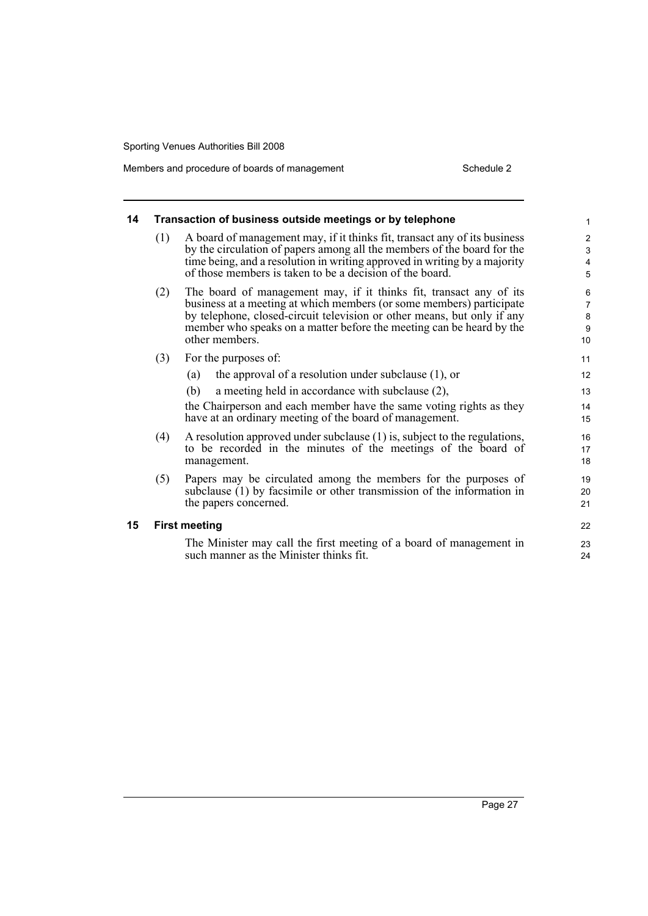## 14 Transaction of business outside meetings or by telephone

(1) A board of management may, if it thinks fit, transact any of its business by the circulation of papers among all the members of the board for the time being, and a resolution in writing approved in writing by a majority of those members is taken to be a decision of the board.

(2) The board of management may, if it thinks fit, transact any of its business at a meeting at which members (or some members) participate by telephone, closed-circuit television or other means, but only if any member who speaks on a matter before the meeting can be heard by the other members.

(3) For the purposes of:

- (a) the approval of a resolution under subclause (1), or
- (b) a meeting held in accordance with subclause (2),

the Chairperson and each member have the same voting rights as they have at an ordinary meeting of the board of management.

(4) A resolution approved under subclause (1) is, subject to the regulations, to be recorded in the minutes of the meetings of the board of management.

(5) Papers may be circulated among the members for the purposes of subclause (1) by facsimile or other transmission of the information in the papers concerned.

## 15 First meeting

The Minister may call the first meeting of a board of management in such manner as the Minister thinks fit.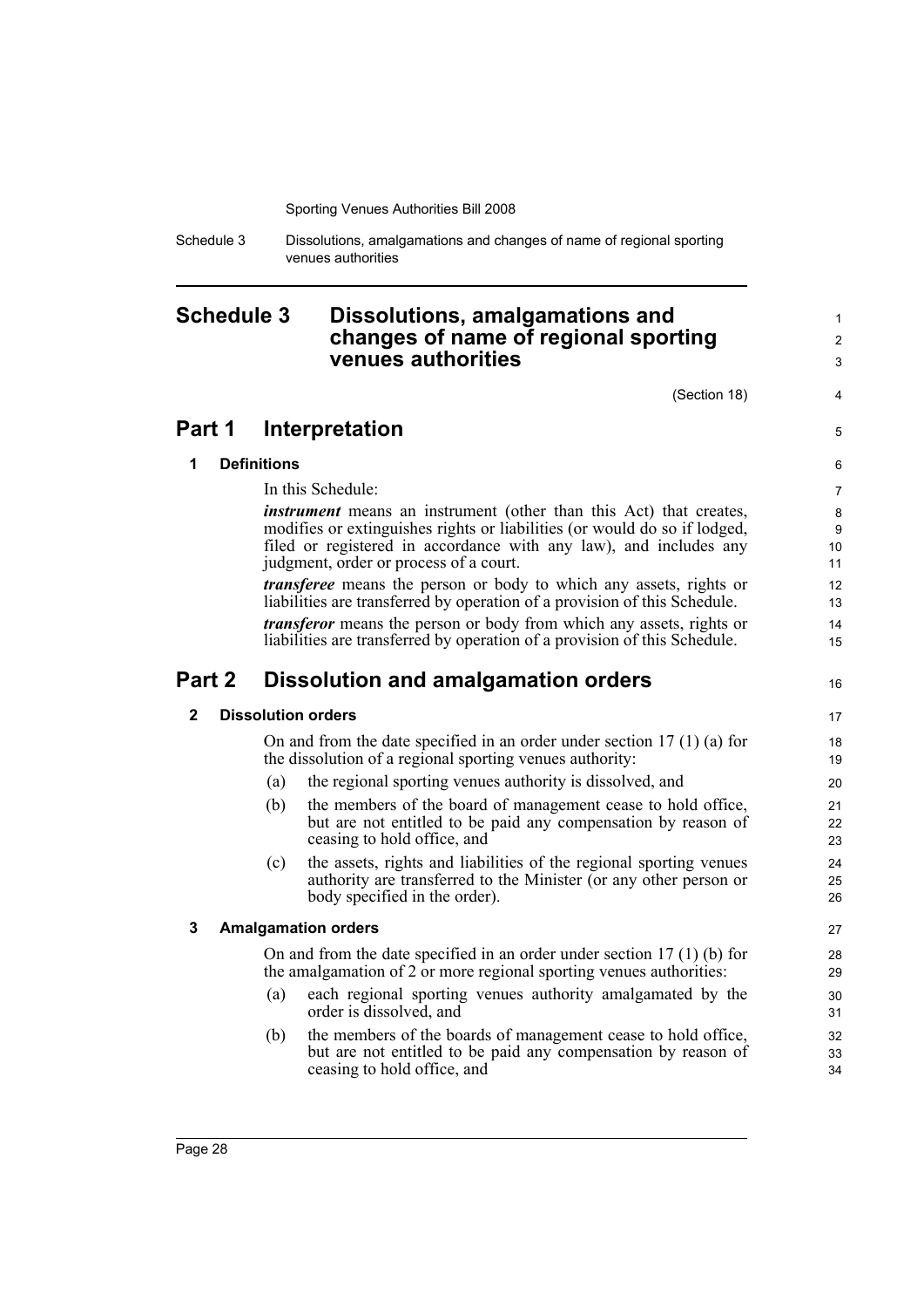# Schedule 3 Dissolutions, amalgamations and changes of name of regional sporting venues authorities

(Section 18)

## Part 1 Interpretation

### 1 Definitions

In this Schedule:

***instrument*** means an instrument (other than this Act) that creates, modifies or extinguishes rights or liabilities (or would do so if lodged, filed or registered in accordance with any law), and includes any judgment, order or process of a court.

***transferee*** means the person or body to which any assets, rights or liabilities are transferred by operation of a provision of this Schedule.

***transferor*** means the person or body from which any assets, rights or liabilities are transferred by operation of a provision of this Schedule.

## Part 2 Dissolution and amalgamation orders

### 2 Dissolution orders

On and from the date specified in an order under section 17 (1) (a) for the dissolution of a regional sporting venues authority:

(a) the regional sporting venues authority is dissolved, and

(b) the members of the board of management cease to hold office, but are not entitled to be paid any compensation by reason of ceasing to hold office, and

(c) the assets, rights and liabilities of the regional sporting venues authority are transferred to the Minister (or any other person or body specified in the order).

### 3 Amalgamation orders

On and from the date specified in an order under section 17 (1) (b) for the amalgamation of 2 or more regional sporting venues authorities:

(a) each regional sporting venues authority amalgamated by the order is dissolved, and

(b) the members of the boards of management cease to hold office, but are not entitled to be paid any compensation by reason of ceasing to hold office, and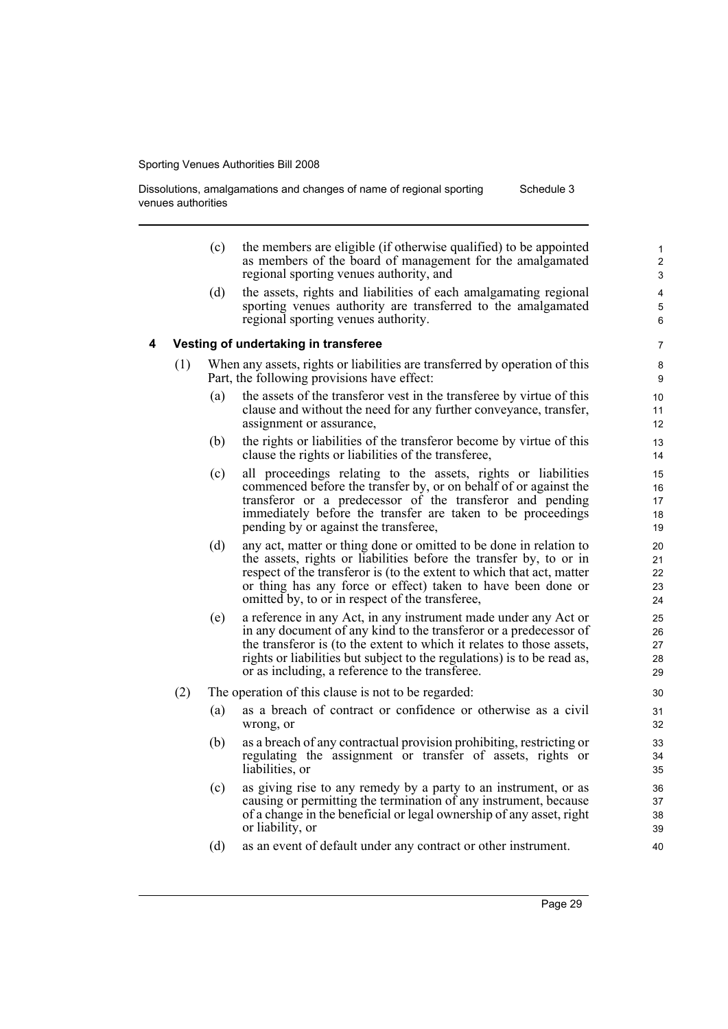(c) the members are eligible (if otherwise qualified) to be appointed as members of the board of management for the amalgamated regional sporting venues authority, and

(d) the assets, rights and liabilities of each amalgamating regional sporting venues authority are transferred to the amalgamated regional sporting venues authority.

### 4 Vesting of undertaking in transferee

(1) When any assets, rights or liabilities are transferred by operation of this Part, the following provisions have effect:

(a) the assets of the transferor vest in the transferee by virtue of this clause and without the need for any further conveyance, transfer, assignment or assurance,

(b) the rights or liabilities of the transferor become by virtue of this clause the rights or liabilities of the transferee,

(c) all proceedings relating to the assets, rights or liabilities commenced before the transfer by, or on behalf of or against the transferor or a predecessor of the transferor and pending immediately before the transfer are taken to be proceedings pending by or against the transferee,

(d) any act, matter or thing done or omitted to be done in relation to the assets, rights or liabilities before the transfer by, to or in respect of the transferor is (to the extent to which that act, matter or thing has any force or effect) taken to have been done or omitted by, to or in respect of the transferee,

(e) a reference in any Act, in any instrument made under any Act or in any document of any kind to the transferor or a predecessor of the transferor is (to the extent to which it relates to those assets, rights or liabilities but subject to the regulations) is to be read as, or as including, a reference to the transferee.

(2) The operation of this clause is not to be regarded:

(a) as a breach of contract or confidence or otherwise as a civil wrong, or

(b) as a breach of any contractual provision prohibiting, restricting or regulating the assignment or transfer of assets, rights or liabilities, or

(c) as giving rise to any remedy by a party to an instrument, or as causing or permitting the termination of any instrument, because of a change in the beneficial or legal ownership of any asset, right or liability, or

(d) as an event of default under any contract or other instrument.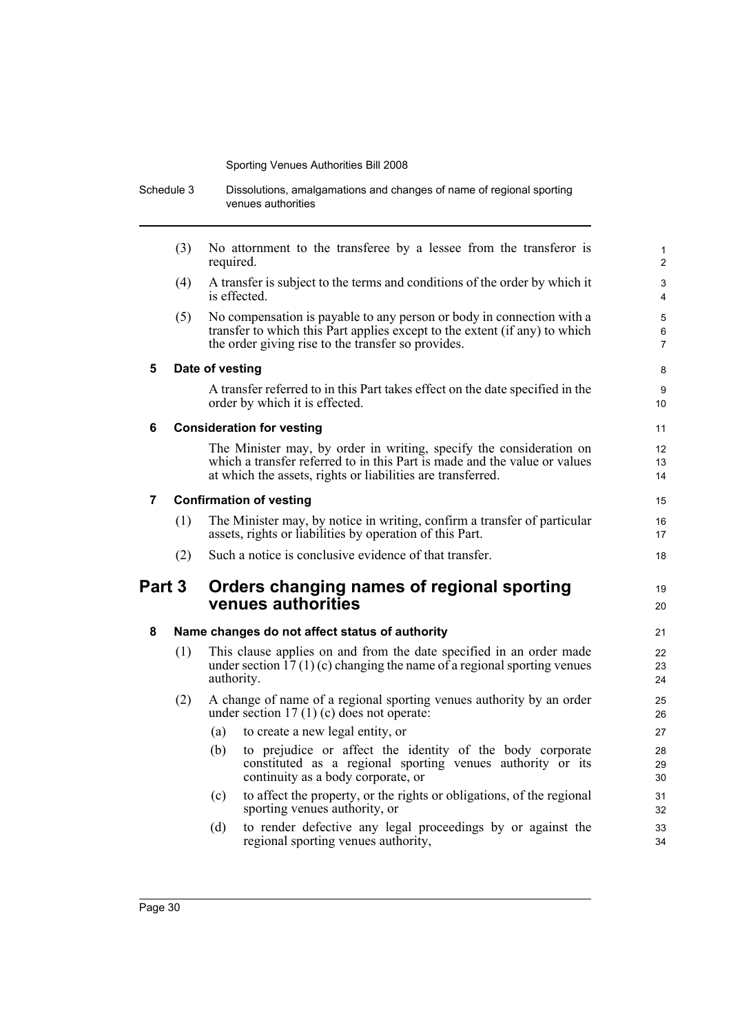(3) No attornment to the transferee by a lessee from the transferor is required.

(4) A transfer is subject to the terms and conditions of the order by which it is effected.

(5) No compensation is payable to any person or body in connection with a transfer to which this Part applies except to the extent (if any) to which the order giving rise to the transfer so provides.

### 5 Date of vesting

A transfer referred to in this Part takes effect on the date specified in the order by which it is effected.

### 6 Consideration for vesting

The Minister may, by order in writing, specify the consideration on which a transfer referred to in this Part is made and the value or values at which the assets, rights or liabilities are transferred.

### 7 Confirmation of vesting

(1) The Minister may, by notice in writing, confirm a transfer of particular assets, rights or liabilities by operation of this Part.

(2) Such a notice is conclusive evidence of that transfer.

## Part 3 Orders changing names of regional sporting venues authorities

### 8 Name changes do not affect status of authority

(1) This clause applies on and from the date specified in an order made under section 17 (1) (c) changing the name of a regional sporting venues authority.

(2) A change of name of a regional sporting venues authority by an order under section 17 (1) (c) does not operate:

(a) to create a new legal entity, or

(b) to prejudice or affect the identity of the body corporate constituted as a regional sporting venues authority or its continuity as a body corporate, or

(c) to affect the property, or the rights or obligations, of the regional sporting venues authority, or

(d) to render defective any legal proceedings by or against the regional sporting venues authority,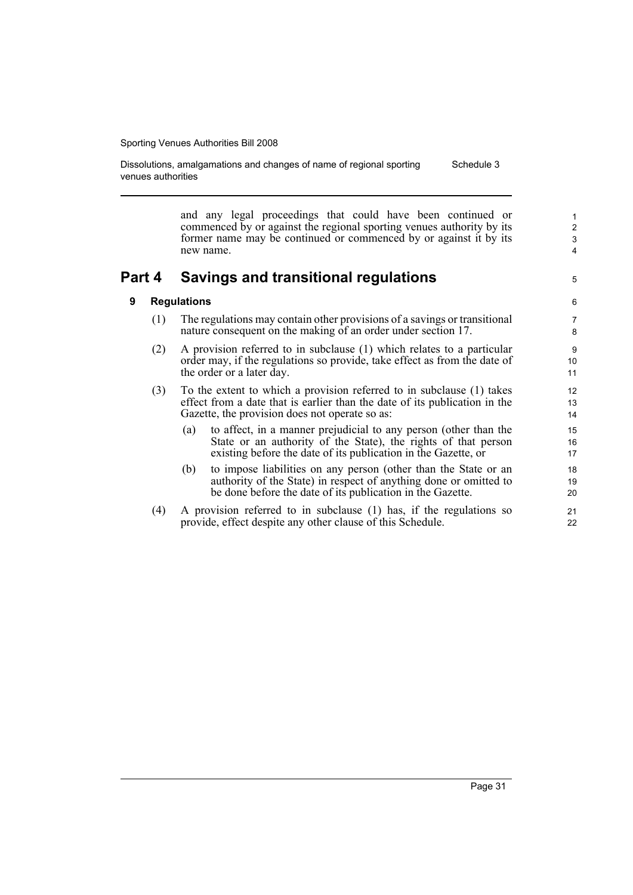and any legal proceedings that could have been continued or commenced by or against the regional sporting venues authority by its former name may be continued or commenced by or against it by its new name.

## Part 4 Savings and transitional regulations

### 9 Regulations

(1) The regulations may contain other provisions of a savings or transitional nature consequent on the making of an order under section 17.

(2) A provision referred to in subclause (1) which relates to a particular order may, if the regulations so provide, take effect as from the date of the order or a later day.

(3) To the extent to which a provision referred to in subclause (1) takes effect from a date that is earlier than the date of its publication in the Gazette, the provision does not operate so as:

- (a) to affect, in a manner prejudicial to any person (other than the State or an authority of the State), the rights of that person existing before the date of its publication in the Gazette, or
- (b) to impose liabilities on any person (other than the State or an authority of the State) in respect of anything done or omitted to be done before the date of its publication in the Gazette.

(4) A provision referred to in subclause (1) has, if the regulations so provide, effect despite any other clause of this Schedule.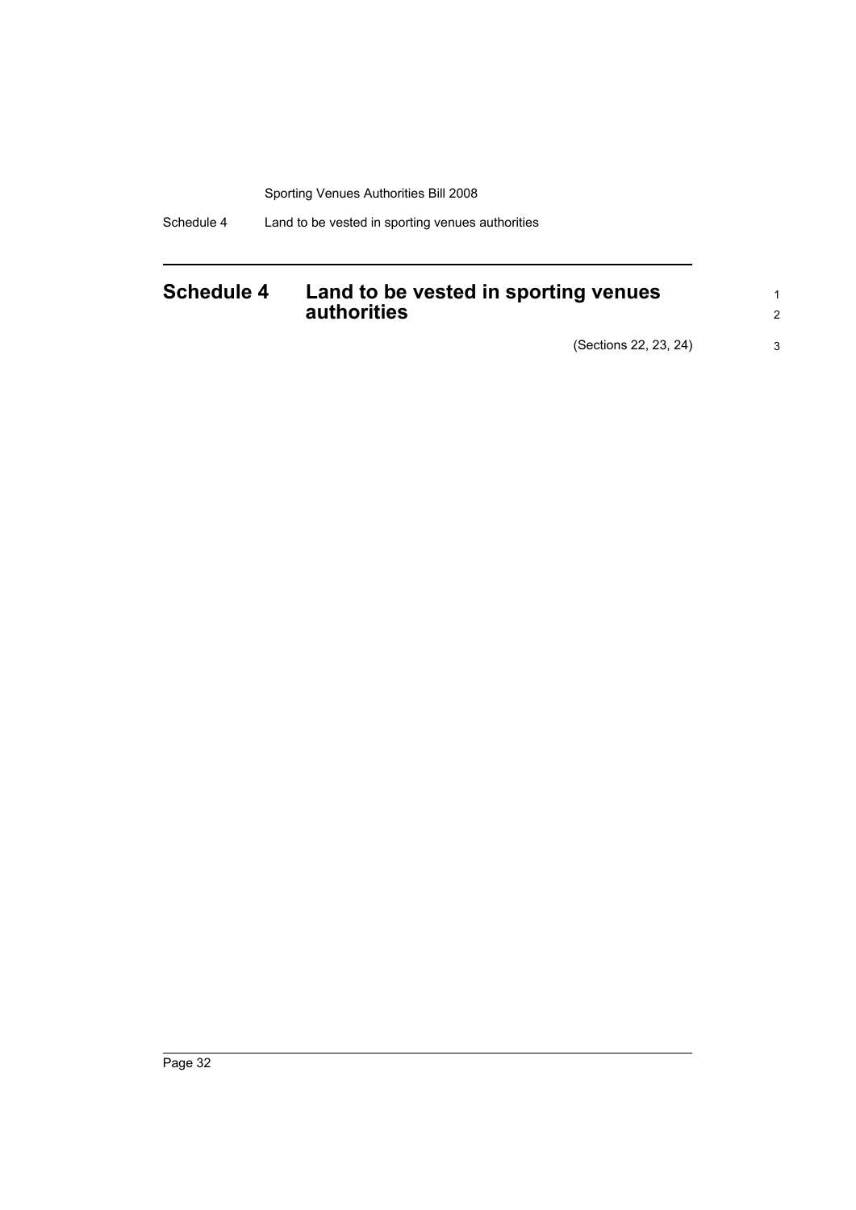# Schedule 4 Land to be vested in sporting venues authorities

(Sections 22, 23, 24)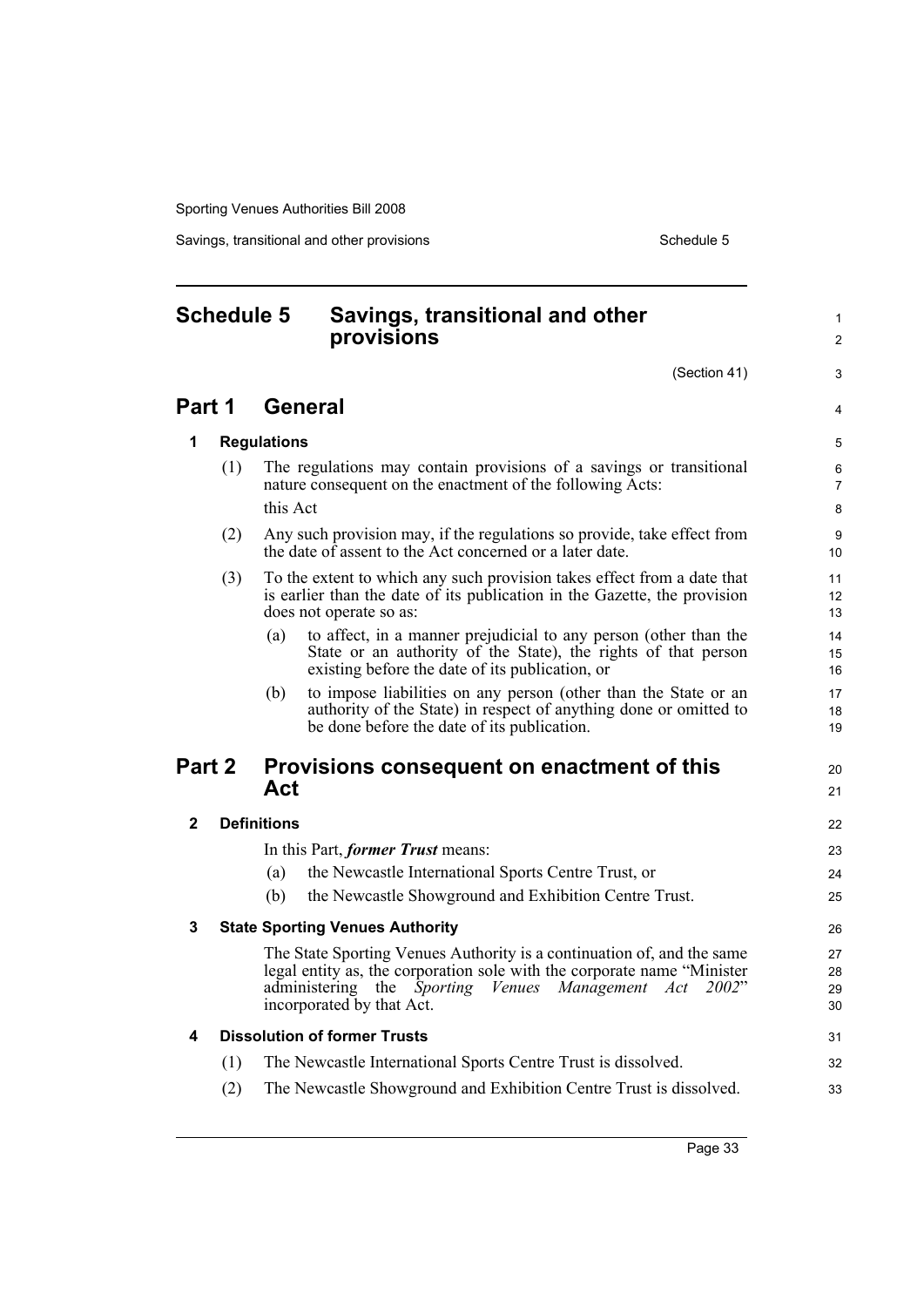# Schedule 5 Savings, transitional and other provisions

(Section 41)

## Part 1 General

### 1 Regulations

(1) The regulations may contain provisions of a savings or transitional nature consequent on the enactment of the following Acts:

this Act

(2) Any such provision may, if the regulations so provide, take effect from the date of assent to the Act concerned or a later date.

(3) To the extent to which any such provision takes effect from a date that is earlier than the date of its publication in the Gazette, the provision does not operate so as:

(a) to affect, in a manner prejudicial to any person (other than the State or an authority of the State), the rights of that person existing before the date of its publication, or

(b) to impose liabilities on any person (other than the State or an authority of the State) in respect of anything done or omitted to be done before the date of its publication.

## Part 2 Provisions consequent on enactment of this Act

### 2 Definitions

In this Part, ***former Trust*** means:

(a) the Newcastle International Sports Centre Trust, or

(b) the Newcastle Showground and Exhibition Centre Trust.

### 3 State Sporting Venues Authority

The State Sporting Venues Authority is a continuation of, and the same legal entity as, the corporation sole with the corporate name "Minister administering the *Sporting Venues Management Act 2002*" incorporated by that Act.

### 4 Dissolution of former Trusts

(1) The Newcastle International Sports Centre Trust is dissolved.

(2) The Newcastle Showground and Exhibition Centre Trust is dissolved.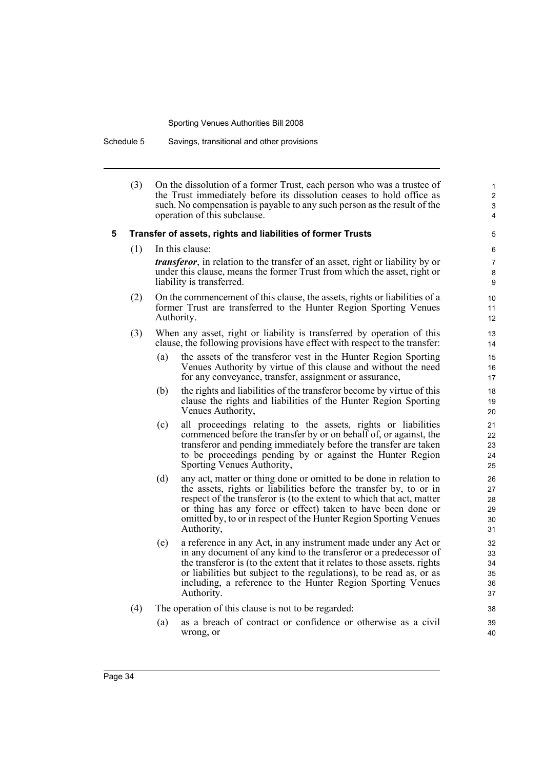(3) On the dissolution of a former Trust, each person who was a trustee of the Trust immediately before its dissolution ceases to hold office as such. No compensation is payable to any such person as the result of the operation of this subclause.

### 5 Transfer of assets, rights and liabilities of former Trusts

(1) In this clause:

***transferor***, in relation to the transfer of an asset, right or liability by or under this clause, means the former Trust from which the asset, right or liability is transferred.

(2) On the commencement of this clause, the assets, rights or liabilities of a former Trust are transferred to the Hunter Region Sporting Venues Authority.

(3) When any asset, right or liability is transferred by operation of this clause, the following provisions have effect with respect to the transfer:

- (a) the assets of the transferor vest in the Hunter Region Sporting Venues Authority by virtue of this clause and without the need for any conveyance, transfer, assignment or assurance,
- (b) the rights and liabilities of the transferor become by virtue of this clause the rights and liabilities of the Hunter Region Sporting Venues Authority,
- (c) all proceedings relating to the assets, rights or liabilities commenced before the transfer by or on behalf of, or against, the transferor and pending immediately before the transfer are taken to be proceedings pending by or against the Hunter Region Sporting Venues Authority,
- (d) any act, matter or thing done or omitted to be done in relation to the assets, rights or liabilities before the transfer by, to or in respect of the transferor is (to the extent to which that act, matter or thing has any force or effect) taken to have been done or omitted by, to or in respect of the Hunter Region Sporting Venues Authority,
- (e) a reference in any Act, in any instrument made under any Act or in any document of any kind to the transferor or a predecessor of the transferor is (to the extent that it relates to those assets, rights or liabilities but subject to the regulations), to be read as, or as including, a reference to the Hunter Region Sporting Venues Authority.

(4) The operation of this clause is not to be regarded:

- (a) as a breach of contract or confidence or otherwise as a civil wrong, or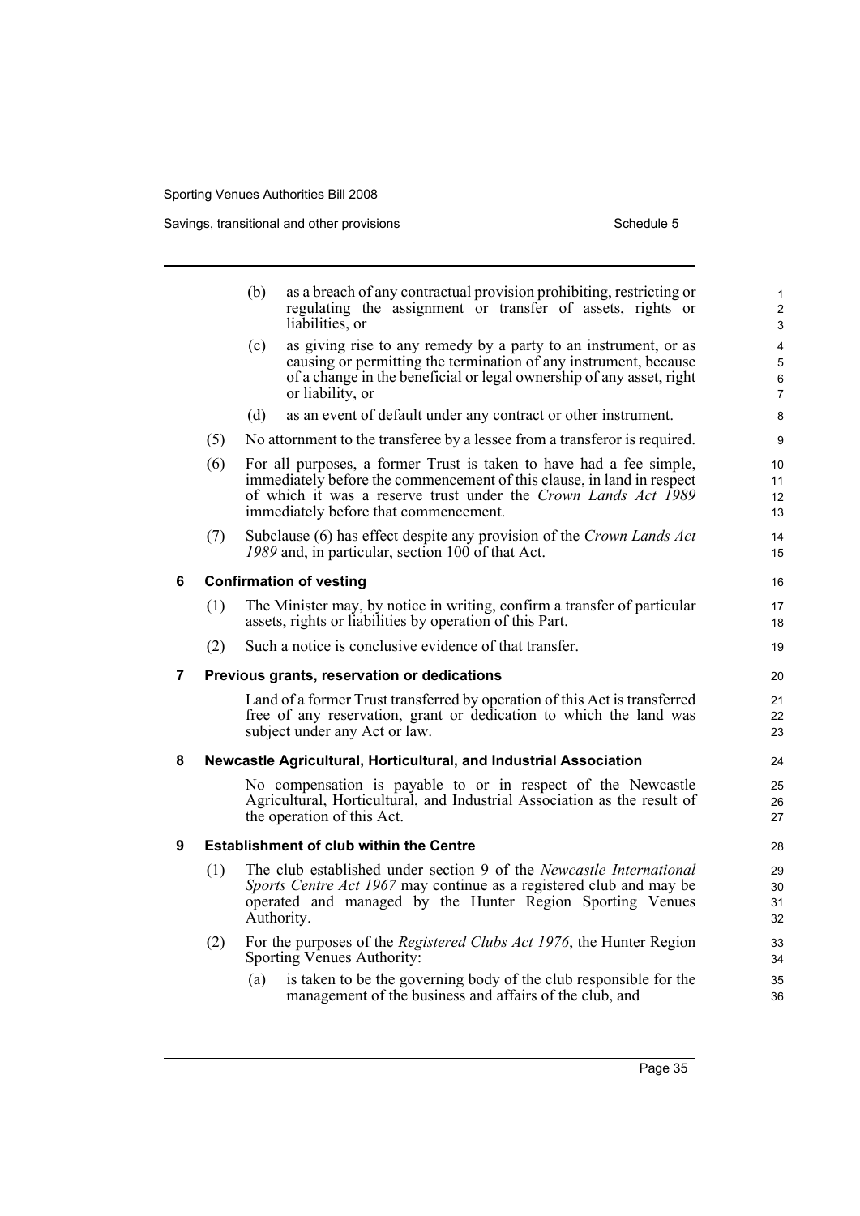(b) as a breach of any contractual provision prohibiting, restricting or regulating the assignment or transfer of assets, rights or liabilities, or

(c) as giving rise to any remedy by a party to an instrument, or as causing or permitting the termination of any instrument, because of a change in the beneficial or legal ownership of any asset, right or liability, or

(d) as an event of default under any contract or other instrument.

(5) No attornment to the transferee by a lessee from a transferor is required.

(6) For all purposes, a former Trust is taken to have had a fee simple, immediately before the commencement of this clause, in land in respect of which it was a reserve trust under the *Crown Lands Act 1989* immediately before that commencement.

(7) Subclause (6) has effect despite any provision of the *Crown Lands Act 1989* and, in particular, section 100 of that Act.

### 6 Confirmation of vesting

(1) The Minister may, by notice in writing, confirm a transfer of particular assets, rights or liabilities by operation of this Part.

(2) Such a notice is conclusive evidence of that transfer.

### 7 Previous grants, reservation or dedications

Land of a former Trust transferred by operation of this Act is transferred free of any reservation, grant or dedication to which the land was subject under any Act or law.

### 8 Newcastle Agricultural, Horticultural, and Industrial Association

No compensation is payable to or in respect of the Newcastle Agricultural, Horticultural, and Industrial Association as the result of the operation of this Act.

### 9 Establishment of club within the Centre

(1) The club established under section 9 of the *Newcastle International Sports Centre Act 1967* may continue as a registered club and may be operated and managed by the Hunter Region Sporting Venues Authority.

(2) For the purposes of the *Registered Clubs Act 1976*, the Hunter Region Sporting Venues Authority:

(a) is taken to be the governing body of the club responsible for the management of the business and affairs of the club, and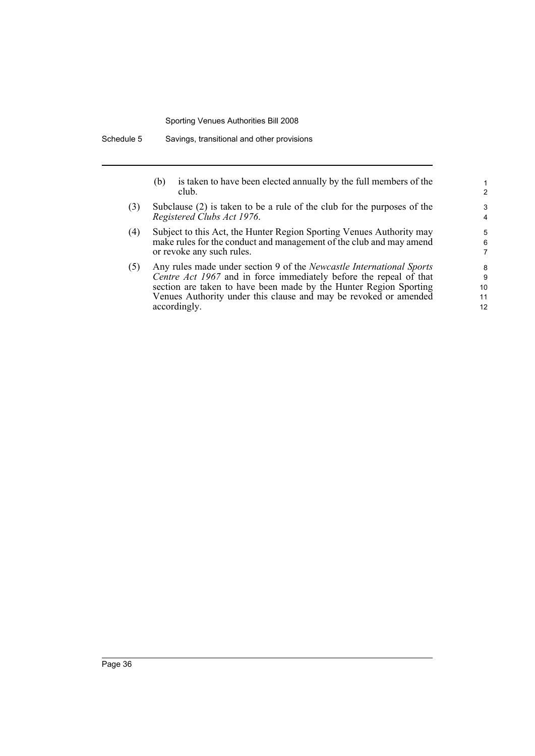(b) is taken to have been elected annually by the full members of the club.

(3) Subclause (2) is taken to be a rule of the club for the purposes of the *Registered Clubs Act 1976*.

(4) Subject to this Act, the Hunter Region Sporting Venues Authority may make rules for the conduct and management of the club and may amend or revoke any such rules.

(5) Any rules made under section 9 of the *Newcastle International Sports Centre Act 1967* and in force immediately before the repeal of that section are taken to have been made by the Hunter Region Sporting Venues Authority under this clause and may be revoked or amended accordingly.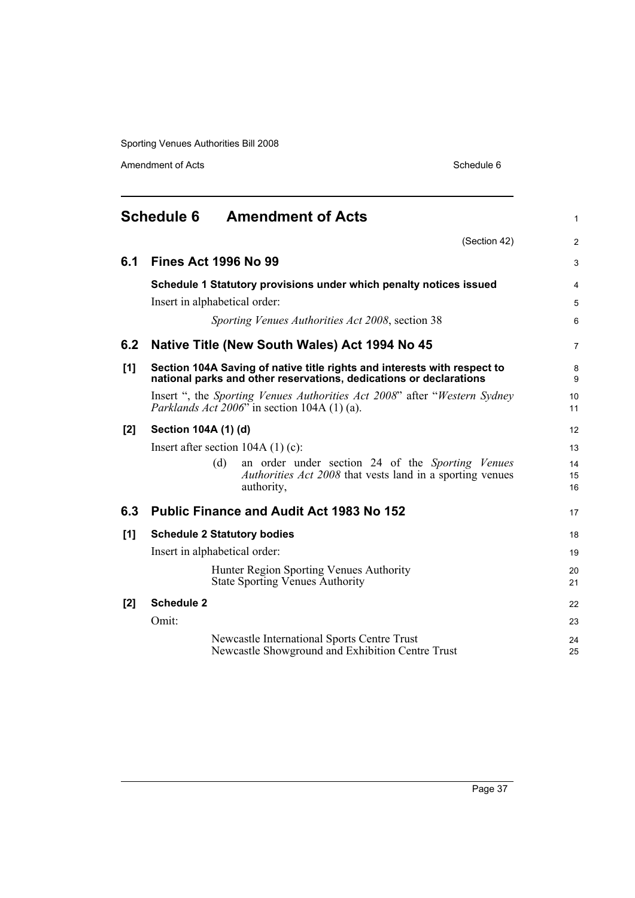## Schedule 6 Amendment of Acts

(Section 42)

### 6.1 Fines Act 1996 No 99

**Schedule 1 Statutory provisions under which penalty notices issued**

Insert in alphabetical order:

*Sporting Venues Authorities Act 2008*, section 38

### 6.2 Native Title (New South Wales) Act 1994 No 45

**[1] Section 104A Saving of native title rights and interests with respect to national parks and other reservations, dedications or declarations**

Insert ", the *Sporting Venues Authorities Act 2008*" after "*Western Sydney Parklands Act 2006*" in section 104A (1) (a).

**[2] Section 104A (1) (d)**

Insert after section 104A (1) (c):

(d) an order under section 24 of the *Sporting Venues Authorities Act 2008* that vests land in a sporting venues authority,

### 6.3 Public Finance and Audit Act 1983 No 152

**[1] Schedule 2 Statutory bodies**

Insert in alphabetical order:

Hunter Region Sporting Venues Authority
State Sporting Venues Authority

**[2] Schedule 2**

Omit:

Newcastle International Sports Centre Trust
Newcastle Showground and Exhibition Centre Trust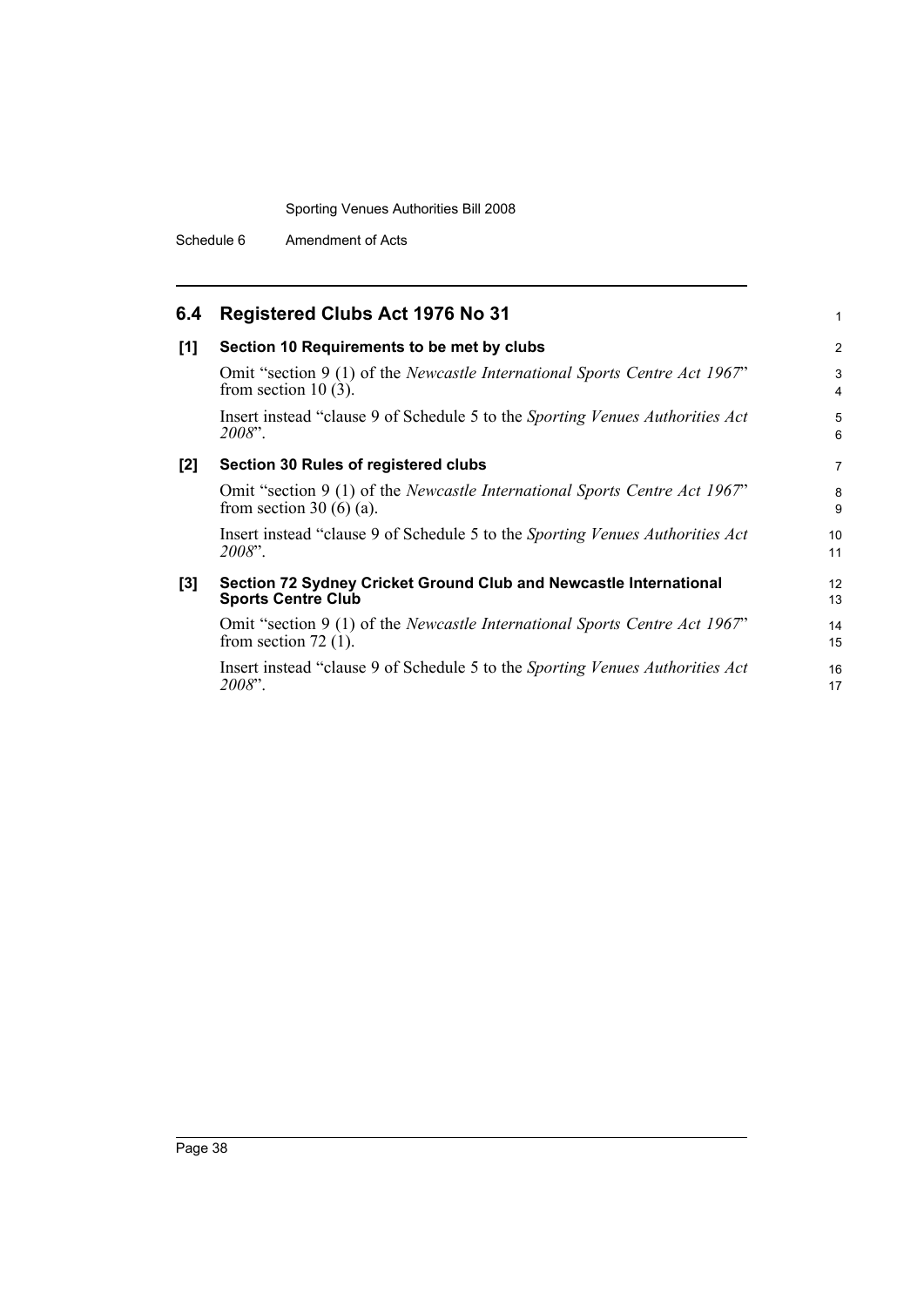## 6.4 Registered Clubs Act 1976 No 31

### [1] Section 10 Requirements to be met by clubs

Omit "section 9 (1) of the *Newcastle International Sports Centre Act 1967*" from section 10 (3).

Insert instead "clause 9 of Schedule 5 to the *Sporting Venues Authorities Act 2008*".

### [2] Section 30 Rules of registered clubs

Omit "section 9 (1) of the *Newcastle International Sports Centre Act 1967*" from section 30 (6) (a).

Insert instead "clause 9 of Schedule 5 to the *Sporting Venues Authorities Act 2008*".

### [3] Section 72 Sydney Cricket Ground Club and Newcastle International Sports Centre Club

Omit "section 9 (1) of the *Newcastle International Sports Centre Act 1967*" from section 72 (1).

Insert instead "clause 9 of Schedule 5 to the *Sporting Venues Authorities Act 2008*".